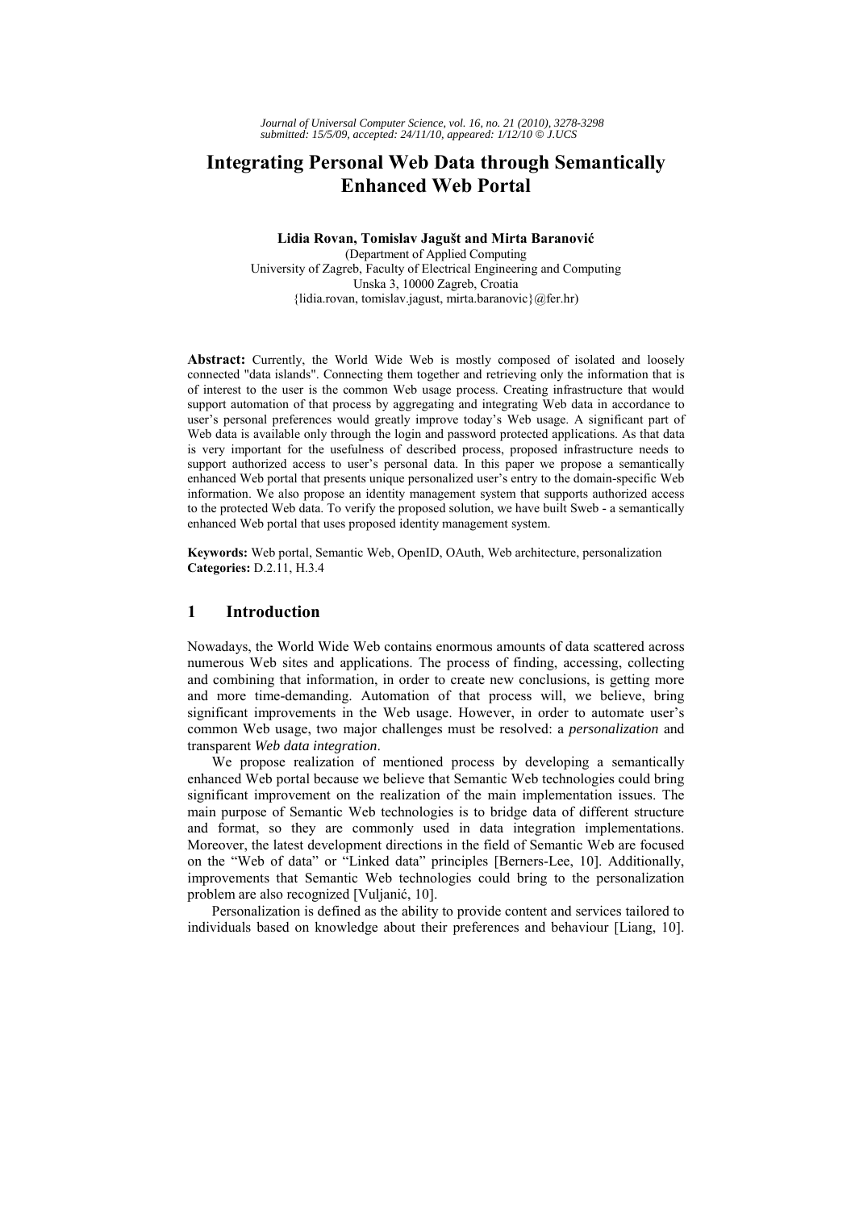# Integrating Personal Web Data through Semantically Enhanced Web Portal

**Lidia Rovan, Tomislav Jagušt and Mirta Baranović**

(Department of Applied Computing
University of Zagreb, Faculty of Electrical Engineering and Computing
Unska 3, 10000 Zagreb, Croatia
{lidia.rovan, tomislav.jagust, mirta.baranovic}@fer.hr)

**Abstract:** Currently, the World Wide Web is mostly composed of isolated and loosely connected "data islands". Connecting them together and retrieving only the information that is of interest to the user is the common Web usage process. Creating infrastructure that would support automation of that process by aggregating and integrating Web data in accordance to user's personal preferences would greatly improve today's Web usage. A significant part of Web data is available only through the login and password protected applications. As that data is very important for the usefulness of described process, proposed infrastructure needs to support authorized access to user's personal data. In this paper we propose a semantically enhanced Web portal that presents unique personalized user's entry to the domain-specific Web information. We also propose an identity management system that supports authorized access to the protected Web data. To verify the proposed solution, we have built Sweb - a semantically enhanced Web portal that uses proposed identity management system.

**Keywords:** Web portal, Semantic Web, OpenID, OAuth, Web architecture, personalization
**Categories:** D.2.11, H.3.4

## 1 Introduction

Nowadays, the World Wide Web contains enormous amounts of data scattered across numerous Web sites and applications. The process of finding, accessing, collecting and combining that information, in order to create new conclusions, is getting more and more time-demanding. Automation of that process will, we believe, bring significant improvements in the Web usage. However, in order to automate user's common Web usage, two major challenges must be resolved: a *personalization* and transparent *Web data integration*.

We propose realization of mentioned process by developing a semantically enhanced Web portal because we believe that Semantic Web technologies could bring significant improvement on the realization of the main implementation issues. The main purpose of Semantic Web technologies is to bridge data of different structure and format, so they are commonly used in data integration implementations. Moreover, the latest development directions in the field of Semantic Web are focused on the "Web of data" or "Linked data" principles [Berners-Lee, 10]. Additionally, improvements that Semantic Web technologies could bring to the personalization problem are also recognized [Vuljanić, 10].

Personalization is defined as the ability to provide content and services tailored to individuals based on knowledge about their preferences and behaviour [Liang, 10].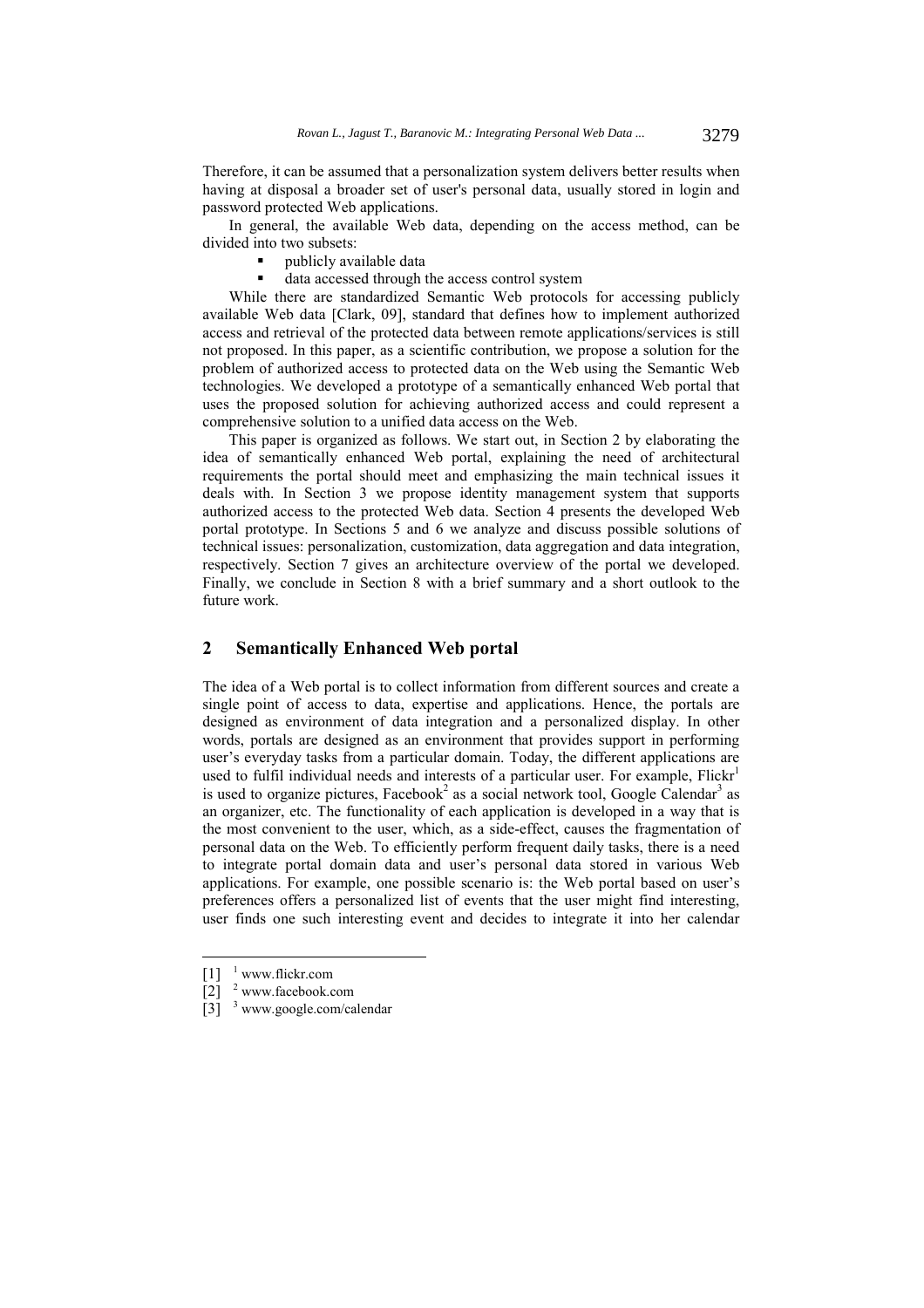Therefore, it can be assumed that a personalization system delivers better results when having at disposal a broader set of user's personal data, usually stored in login and password protected Web applications.

In general, the available Web data, depending on the access method, can be divided into two subsets:

- publicly available data
- data accessed through the access control system

While there are standardized Semantic Web protocols for accessing publicly available Web data [Clark, 09], standard that defines how to implement authorized access and retrieval of the protected data between remote applications/services is still not proposed. In this paper, as a scientific contribution, we propose a solution for the problem of authorized access to protected data on the Web using the Semantic Web technologies. We developed a prototype of a semantically enhanced Web portal that uses the proposed solution for achieving authorized access and could represent a comprehensive solution to a unified data access on the Web.

This paper is organized as follows. We start out, in Section 2 by elaborating the idea of semantically enhanced Web portal, explaining the need of architectural requirements the portal should meet and emphasizing the main technical issues it deals with. In Section 3 we propose identity management system that supports authorized access to the protected Web data. Section 4 presents the developed Web portal prototype. In Sections 5 and 6 we analyze and discuss possible solutions of technical issues: personalization, customization, data aggregation and data integration, respectively. Section 7 gives an architecture overview of the portal we developed. Finally, we conclude in Section 8 with a brief summary and a short outlook to the future work.

## 2 Semantically Enhanced Web portal

The idea of a Web portal is to collect information from different sources and create a single point of access to data, expertise and applications. Hence, the portals are designed as environment of data integration and a personalized display. In other words, portals are designed as an environment that provides support in performing user's everyday tasks from a particular domain. Today, the different applications are used to fulfil individual needs and interests of a particular user. For example, Flickr[1] is used to organize pictures, Facebook[2] as a social network tool, Google Calendar[3] as an organizer, etc. The functionality of each application is developed in a way that is the most convenient to the user, which, as a side-effect, causes the fragmentation of personal data on the Web. To efficiently perform frequent daily tasks, there is a need to integrate portal domain data and user's personal data stored in various Web applications. For example, one possible scenario is: the Web portal based on user's preferences offers a personalized list of events that the user might find interesting, user finds one such interesting event and decides to integrate it into her calendar

---

[1] www.flickr.com

[2] www.facebook.com

[3] www.google.com/calendar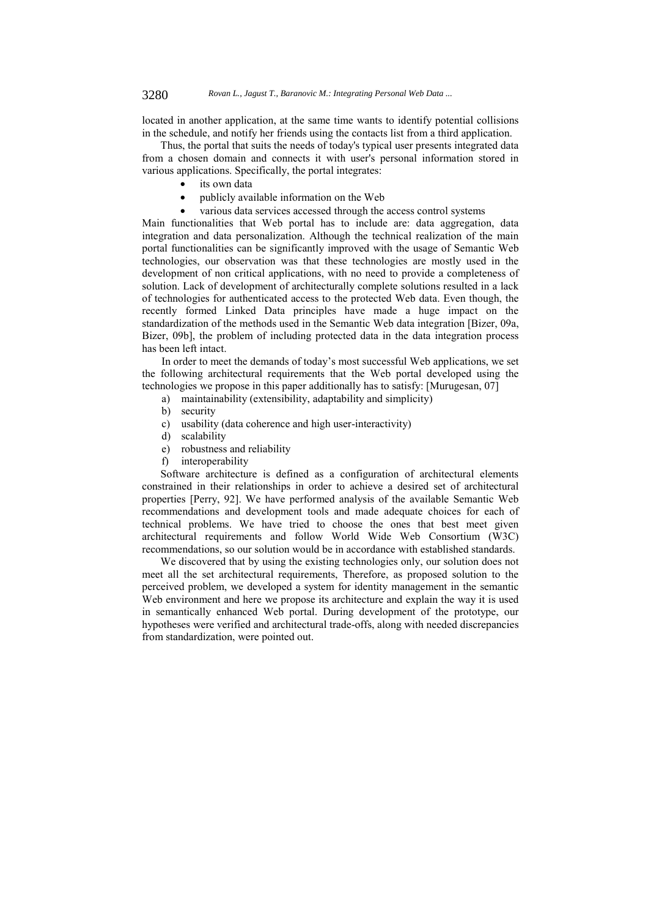located in another application, at the same time wants to identify potential collisions in the schedule, and notify her friends using the contacts list from a third application.

Thus, the portal that suits the needs of today's typical user presents integrated data from a chosen domain and connects it with user's personal information stored in various applications. Specifically, the portal integrates:

- its own data
- publicly available information on the Web
- various data services accessed through the access control systems

Main functionalities that Web portal has to include are: data aggregation, data integration and data personalization. Although the technical realization of the main portal functionalities can be significantly improved with the usage of Semantic Web technologies, our observation was that these technologies are mostly used in the development of non critical applications, with no need to provide a completeness of solution. Lack of development of architecturally complete solutions resulted in a lack of technologies for authenticated access to the protected Web data. Even though, the recently formed Linked Data principles have made a huge impact on the standardization of the methods used in the Semantic Web data integration [Bizer, 09a, Bizer, 09b], the problem of including protected data in the data integration process has been left intact.

In order to meet the demands of today's most successful Web applications, we set the following architectural requirements that the Web portal developed using the technologies we propose in this paper additionally has to satisfy: [Murugesan, 07]

a) maintainability (extensibility, adaptability and simplicity)
b) security
c) usability (data coherence and high user-interactivity)
d) scalability
e) robustness and reliability
f) interoperability

Software architecture is defined as a configuration of architectural elements constrained in their relationships in order to achieve a desired set of architectural properties [Perry, 92]. We have performed analysis of the available Semantic Web recommendations and development tools and made adequate choices for each of technical problems. We have tried to choose the ones that best meet given architectural requirements and follow World Wide Web Consortium (W3C) recommendations, so our solution would be in accordance with established standards.

We discovered that by using the existing technologies only, our solution does not meet all the set architectural requirements, Therefore, as proposed solution to the perceived problem, we developed a system for identity management in the semantic Web environment and here we propose its architecture and explain the way it is used in semantically enhanced Web portal. During development of the prototype, our hypotheses were verified and architectural trade-offs, along with needed discrepancies from standardization, were pointed out.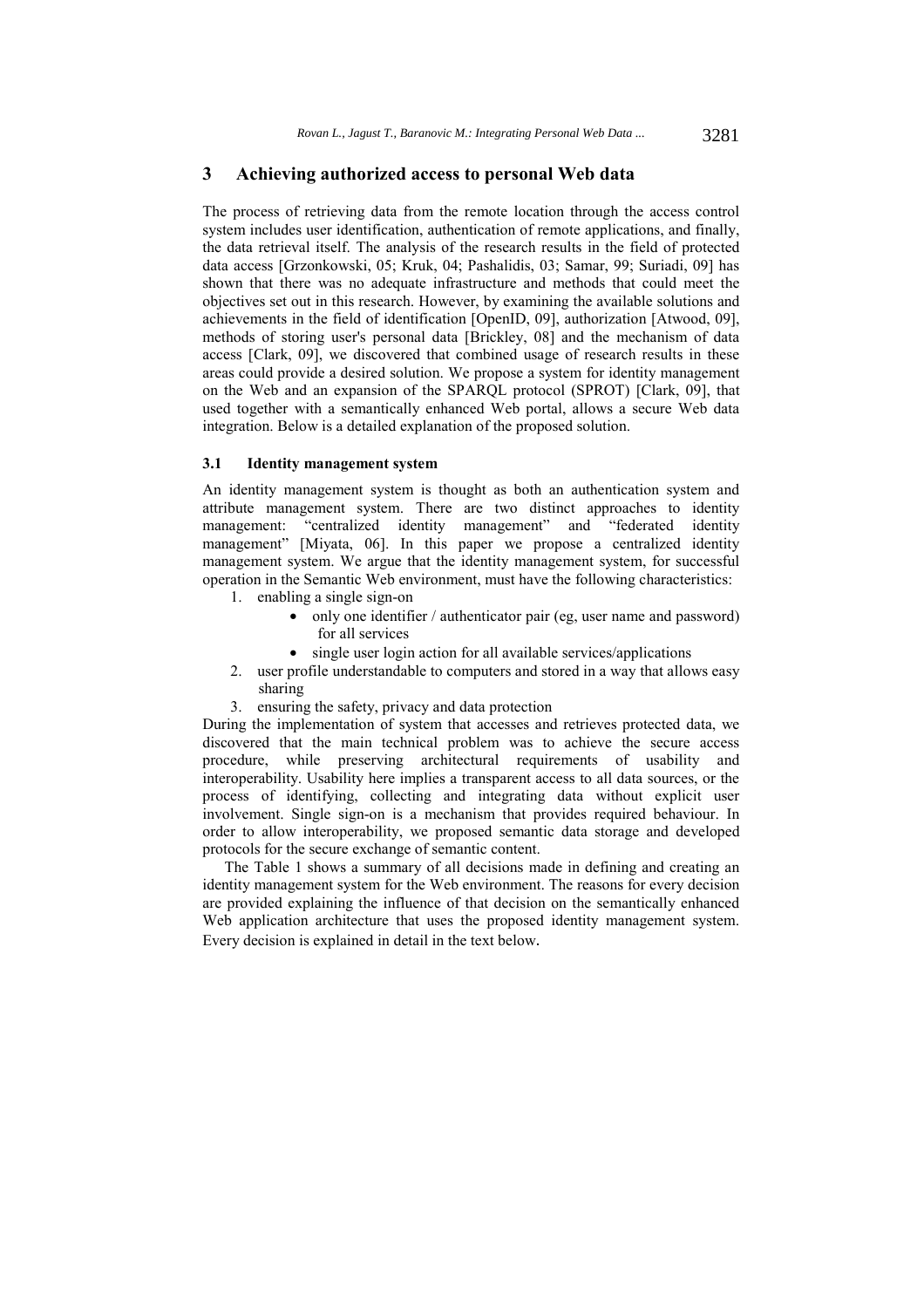## 3 Achieving authorized access to personal Web data

The process of retrieving data from the remote location through the access control system includes user identification, authentication of remote applications, and finally, the data retrieval itself. The analysis of the research results in the field of protected data access [Grzonkowski, 05; Kruk, 04; Pashalidis, 03; Samar, 99; Suriadi, 09] has shown that there was no adequate infrastructure and methods that could meet the objectives set out in this research. However, by examining the available solutions and achievements in the field of identification [OpenID, 09], authorization [Atwood, 09], methods of storing user's personal data [Brickley, 08] and the mechanism of data access [Clark, 09], we discovered that combined usage of research results in these areas could provide a desired solution. We propose a system for identity management on the Web and an expansion of the SPARQL protocol (SPROT) [Clark, 09], that used together with a semantically enhanced Web portal, allows a secure Web data integration. Below is a detailed explanation of the proposed solution.

### 3.1 Identity management system

An identity management system is thought as both an authentication system and attribute management system. There are two distinct approaches to identity management: "centralized identity management" and "federated identity management" [Miyata, 06]. In this paper we propose a centralized identity management system. We argue that the identity management system, for successful operation in the Semantic Web environment, must have the following characteristics:

1. enabling a single sign-on
   - only one identifier / authenticator pair (eg, user name and password) for all services
   - single user login action for all available services/applications
2. user profile understandable to computers and stored in a way that allows easy sharing
3. ensuring the safety, privacy and data protection

During the implementation of system that accesses and retrieves protected data, we discovered that the main technical problem was to achieve the secure access procedure, while preserving architectural requirements of usability and interoperability. Usability here implies a transparent access to all data sources, or the process of identifying, collecting and integrating data without explicit user involvement. Single sign-on is a mechanism that provides required behaviour. In order to allow interoperability, we proposed semantic data storage and developed protocols for the secure exchange of semantic content.

The Table 1 shows a summary of all decisions made in defining and creating an identity management system for the Web environment. The reasons for every decision are provided explaining the influence of that decision on the semantically enhanced Web application architecture that uses the proposed identity management system. Every decision is explained in detail in the text below.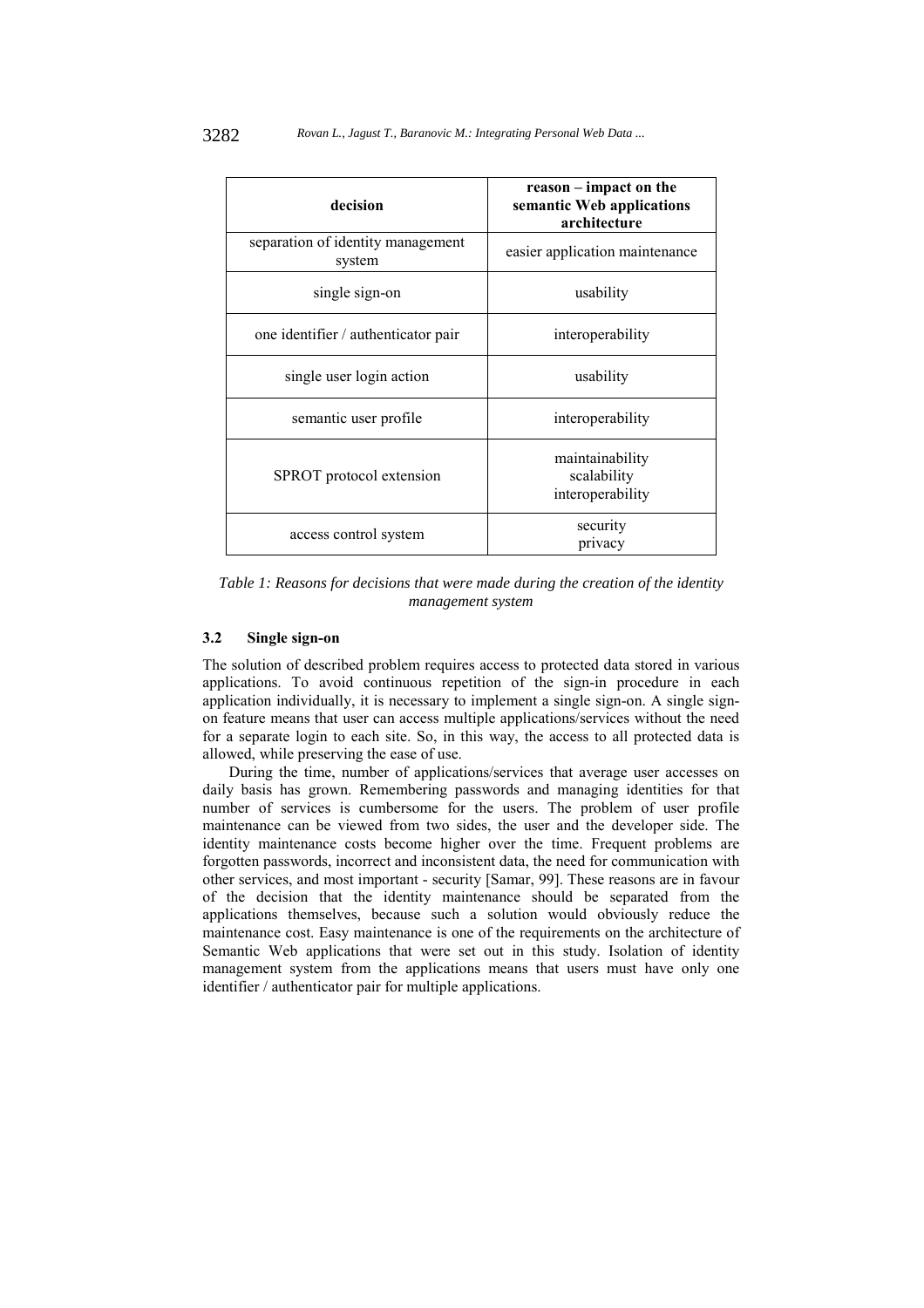| decision | reason – impact on the semantic Web applications architecture |
|---|---|
| separation of identity management system | easier application maintenance |
| single sign-on | usability |
| one identifier / authenticator pair | interoperability |
| single user login action | usability |
| semantic user profile | interoperability |
| SPROT protocol extension | maintainability<br>scalability<br>interoperability |
| access control system | security<br>privacy |

*Table 1: Reasons for decisions that were made during the creation of the identity management system*

### 3.2 Single sign-on

The solution of described problem requires access to protected data stored in various applications. To avoid continuous repetition of the sign-in procedure in each application individually, it is necessary to implement a single sign-on. A single sign-on feature means that user can access multiple applications/services without the need for a separate login to each site. So, in this way, the access to all protected data is allowed, while preserving the ease of use.

During the time, number of applications/services that average user accesses on daily basis has grown. Remembering passwords and managing identities for that number of services is cumbersome for the users. The problem of user profile maintenance can be viewed from two sides, the user and the developer side. The identity maintenance costs become higher over the time. Frequent problems are forgotten passwords, incorrect and inconsistent data, the need for communication with other services, and most important - security [Samar, 99]. These reasons are in favour of the decision that the identity maintenance should be separated from the applications themselves, because such a solution would obviously reduce the maintenance cost. Easy maintenance is one of the requirements on the architecture of Semantic Web applications that were set out in this study. Isolation of identity management system from the applications means that users must have only one identifier / authenticator pair for multiple applications.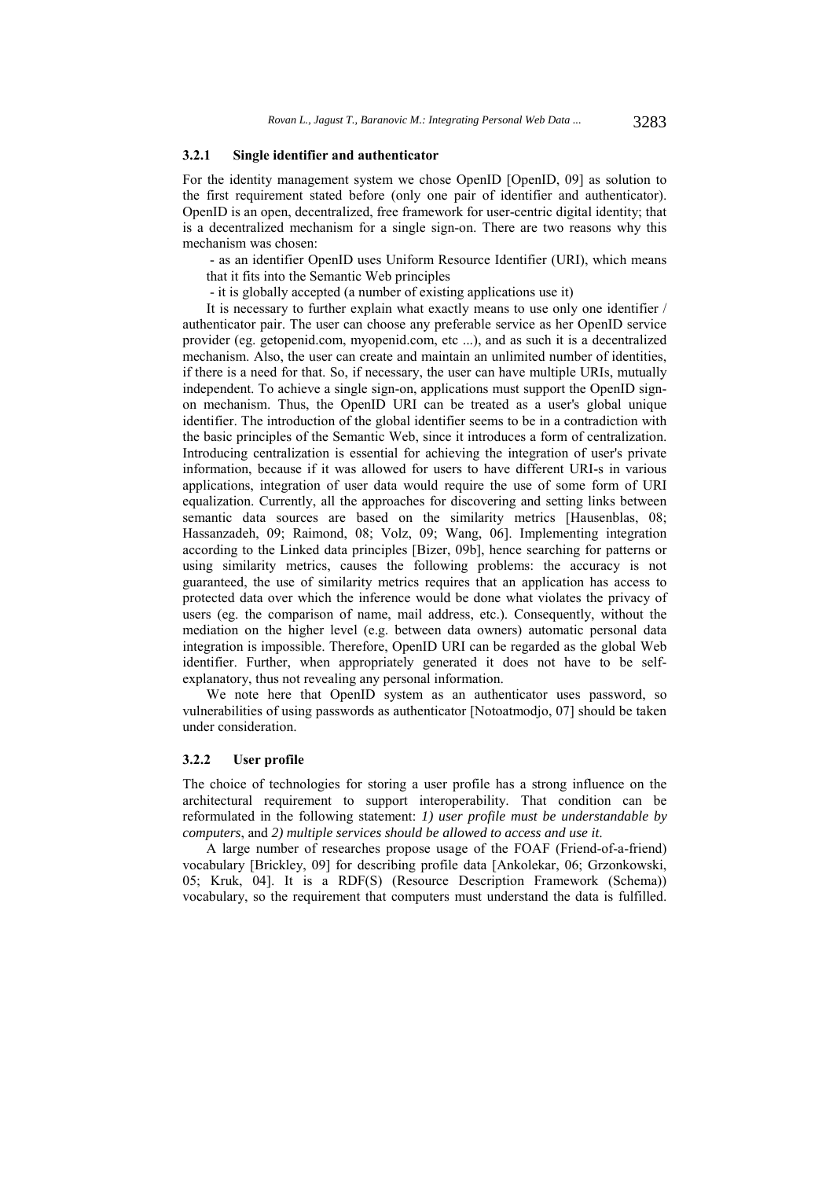### 3.2.1 Single identifier and authenticator

For the identity management system we chose OpenID [OpenID, 09] as solution to the first requirement stated before (only one pair of identifier and authenticator). OpenID is an open, decentralized, free framework for user-centric digital identity; that is a decentralized mechanism for a single sign-on. There are two reasons why this mechanism was chosen:

- as an identifier OpenID uses Uniform Resource Identifier (URI), which means that it fits into the Semantic Web principles
- it is globally accepted (a number of existing applications use it)

It is necessary to further explain what exactly means to use only one identifier / authenticator pair. The user can choose any preferable service as her OpenID service provider (eg. getopenid.com, myopenid.com, etc ...), and as such it is a decentralized mechanism. Also, the user can create and maintain an unlimited number of identities, if there is a need for that. So, if necessary, the user can have multiple URIs, mutually independent. To achieve a single sign-on, applications must support the OpenID sign-on mechanism. Thus, the OpenID URI can be treated as a user's global unique identifier. The introduction of the global identifier seems to be in a contradiction with the basic principles of the Semantic Web, since it introduces a form of centralization. Introducing centralization is essential for achieving the integration of user's private information, because if it was allowed for users to have different URI-s in various applications, integration of user data would require the use of some form of URI equalization. Currently, all the approaches for discovering and setting links between semantic data sources are based on the similarity metrics [Hausenblas, 08; Hassanzadeh, 09; Raimond, 08; Volz, 09; Wang, 06]. Implementing integration according to the Linked data principles [Bizer, 09b], hence searching for patterns or using similarity metrics, causes the following problems: the accuracy is not guaranteed, the use of similarity metrics requires that an application has access to protected data over which the inference would be done what violates the privacy of users (eg. the comparison of name, mail address, etc.). Consequently, without the mediation on the higher level (e.g. between data owners) automatic personal data integration is impossible. Therefore, OpenID URI can be regarded as the global Web identifier. Further, when appropriately generated it does not have to be self-explanatory, thus not revealing any personal information.

We note here that OpenID system as an authenticator uses password, so vulnerabilities of using passwords as authenticator [Notoatmodjo, 07] should be taken under consideration.

### 3.2.2 User profile

The choice of technologies for storing a user profile has a strong influence on the architectural requirement to support interoperability. That condition can be reformulated in the following statement: *1) user profile must be understandable by computers*, and *2) multiple services should be allowed to access and use it*.

A large number of researches propose usage of the FOAF (Friend-of-a-friend) vocabulary [Brickley, 09] for describing profile data [Ankolekar, 06; Grzonkowski, 05; Kruk, 04]. It is a RDF(S) (Resource Description Framework (Schema)) vocabulary, so the requirement that computers must understand the data is fulfilled.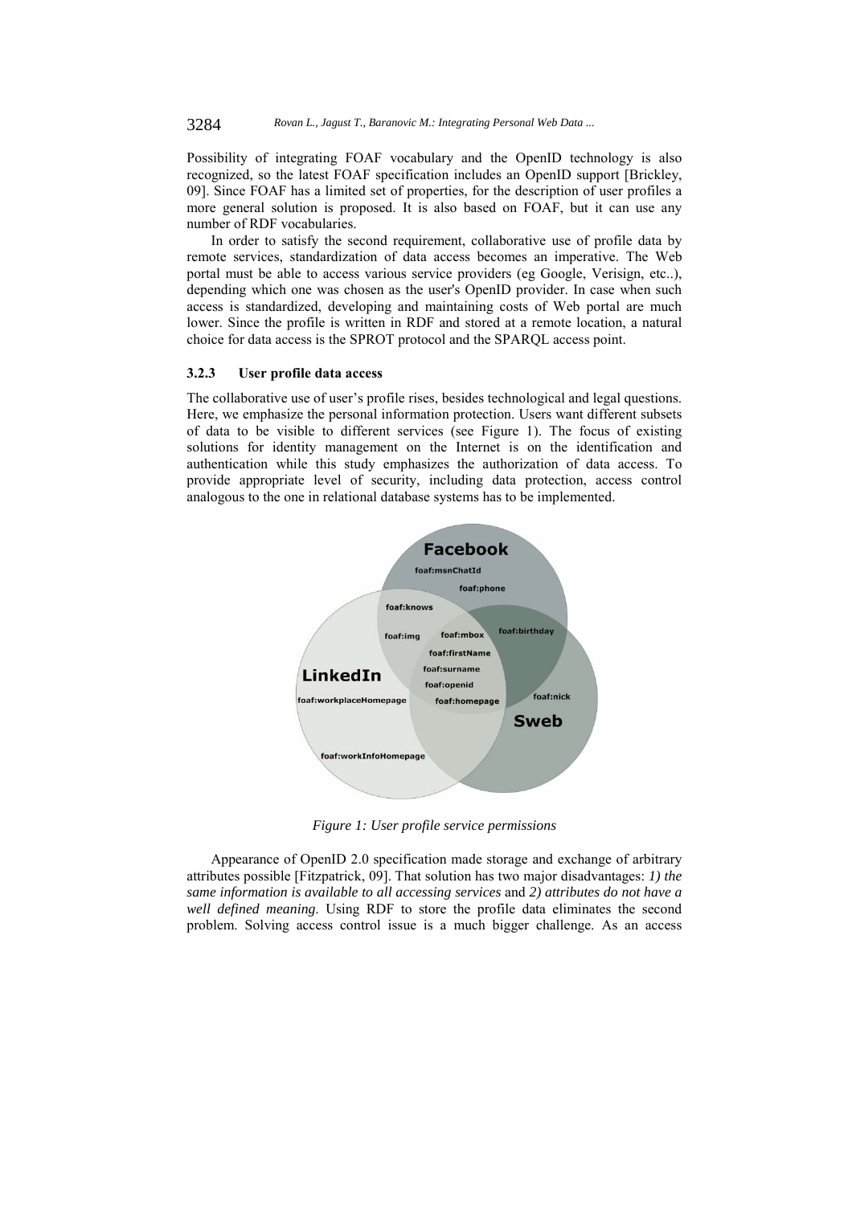Possibility of integrating FOAF vocabulary and the OpenID technology is also recognized, so the latest FOAF specification includes an OpenID support [Brickley, 09]. Since FOAF has a limited set of properties, for the description of user profiles a more general solution is proposed. It is also based on FOAF, but it can use any number of RDF vocabularies.

In order to satisfy the second requirement, collaborative use of profile data by remote services, standardization of data access becomes an imperative. The Web portal must be able to access various service providers (eg Google, Verisign, etc..), depending which one was chosen as the user's OpenID provider. In case when such access is standardized, developing and maintaining costs of Web portal are much lower. Since the profile is written in RDF and stored at a remote location, a natural choice for data access is the SPROT protocol and the SPARQL access point.

### 3.2.3 User profile data access

The collaborative use of user's profile rises, besides technological and legal questions. Here, we emphasize the personal information protection. Users want different subsets of data to be visible to different services (see Figure 1). The focus of existing solutions for identity management on the Internet is on the identification and authentication while this study emphasizes the authorization of data access. To provide appropriate level of security, including data protection, access control analogous to the one in relational database systems has to be implemented.

*Figure 1: User profile service permissions*

Appearance of OpenID 2.0 specification made storage and exchange of arbitrary attributes possible [Fitzpatrick, 09]. That solution has two major disadvantages: *1) the same information is available to all accessing services* and *2) attributes do not have a well defined meaning*. Using RDF to store the profile data eliminates the second problem. Solving access control issue is a much bigger challenge. As an access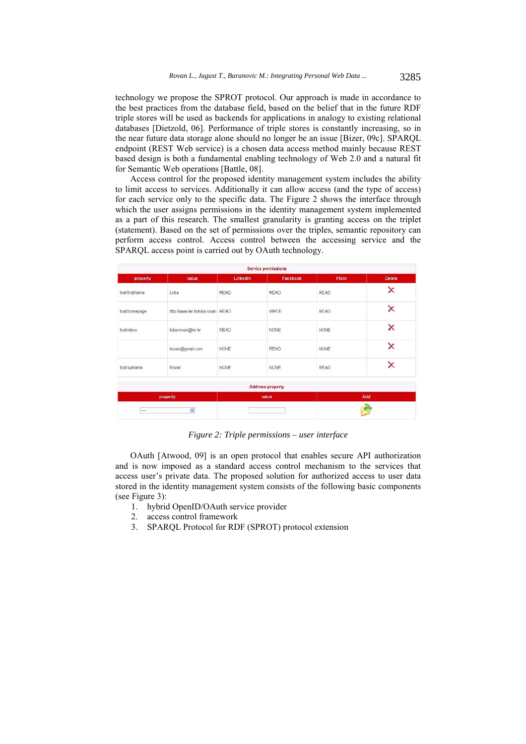technology we propose the SPROT protocol. Our approach is made in accordance to the best practices from the database field, based on the belief that in the future RDF triple stores will be used as backends for applications in analogy to existing relational databases [Dietzold, 06]. Performance of triple stores is constantly increasing, so in the near future data storage alone should no longer be an issue [Bizer, 09c]. SPARQL endpoint (REST Web service) is a chosen data access method mainly because REST based design is both a fundamental enabling technology of Web 2.0 and a natural fit for Semantic Web operations [Battle, 08].

Access control for the proposed identity management system includes the ability to limit access to services. Additionally it can allow access (and the type of access) for each service only to the specific data. The Figure 2 shows the interface through which the user assigns permissions in the identity management system implemented as a part of this research. The smallest granularity is granting access on the triplet (statement). Based on the set of permissions over the triples, semantic repository can perform access control. Access control between the accessing service and the SPARQL access point is carried out by OAuth technology.

**Service permissions**

| property | value | LinkedIn | Facebook | Flickr | Delete |
|---|---|---|---|---|---|
| foaf:firstName | Lidia | READ | READ | READ | × |
| foaf:homepage | http://www.fer.hr/lidia.rovan | READ | WRITE | READ | × |
| foaf:mbox | lidia.rovan@fer.hr | READ | NONE | NONE | × |
| | lrovan@gmail.com | NONE | READ | NONE | × |
| foaf:surname | Rovan | NONE | NONE | READ | × |

**Add new property**

| property | value | Add |
|---|---|---|
| --- | | |

*Figure 2: Triple permissions – user interface*

OAuth [Atwood, 09] is an open protocol that enables secure API authorization and is now imposed as a standard access control mechanism to the services that access user's private data. The proposed solution for authorized access to user data stored in the identity management system consists of the following basic components (see Figure 3):

1. hybrid OpenID/OAuth service provider
2. access control framework
3. SPARQL Protocol for RDF (SPROT) protocol extension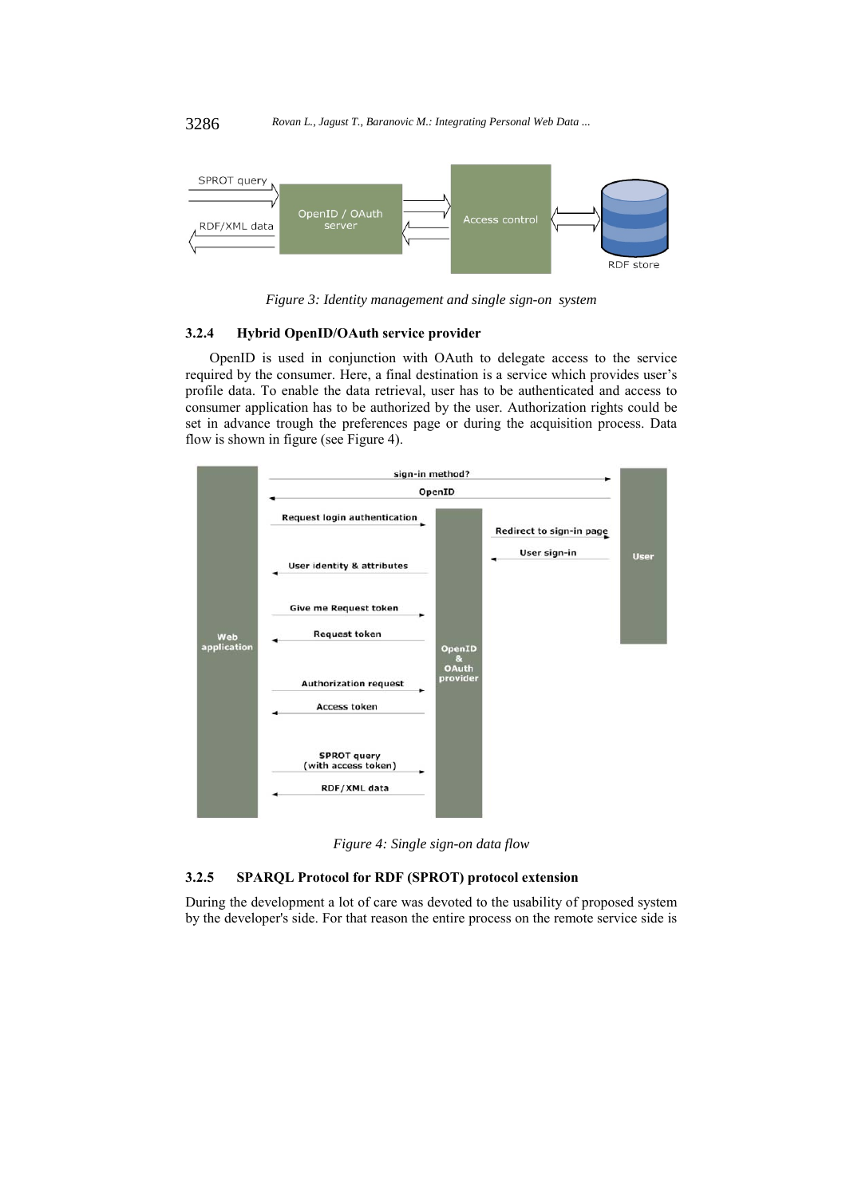Figure 3: Identity management and single sign-on system

### 3.2.4 Hybrid OpenID/OAuth service provider

OpenID is used in conjunction with OAuth to delegate access to the service required by the consumer. Here, a final destination is a service which provides user's profile data. To enable the data retrieval, user has to be authenticated and access to consumer application has to be authorized by the user. Authorization rights could be set in advance trough the preferences page or during the acquisition process. Data flow is shown in figure (see Figure 4).

Figure 4: Single sign-on data flow

### 3.2.5 SPARQL Protocol for RDF (SPROT) protocol extension

During the development a lot of care was devoted to the usability of proposed system by the developer's side. For that reason the entire process on the remote service side is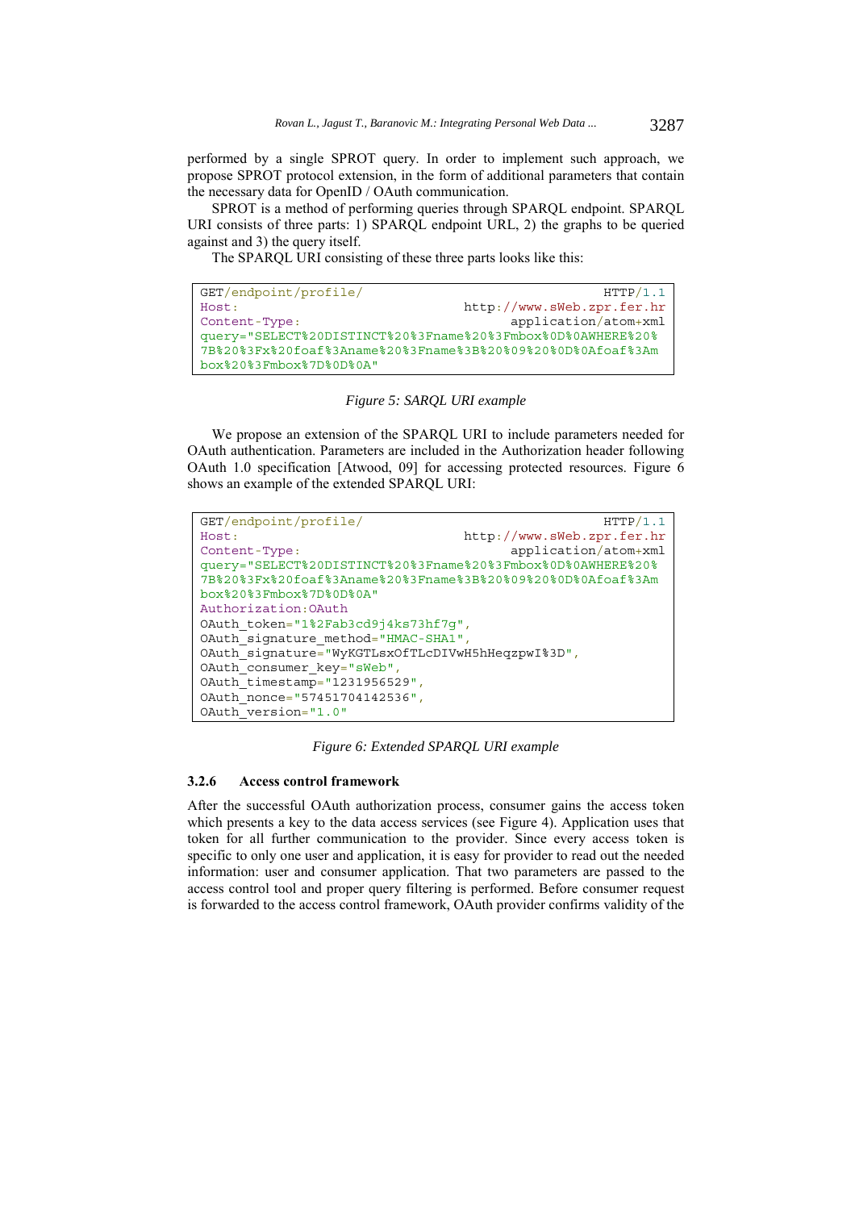performed by a single SPROT query. In order to implement such approach, we propose SPROT protocol extension, in the form of additional parameters that contain the necessary data for OpenID / OAuth communication.

SPROT is a method of performing queries through SPARQL endpoint. SPARQL URI consists of three parts: 1) SPARQL endpoint URL, 2) the graphs to be queried against and 3) the query itself.

The SPARQL URI consisting of these three parts looks like this:

```
GET/endpoint/profile/                                  HTTP/1.1
Host:                                  http://www.sWeb.zpr.fer.hr
Content-Type:                                 application/atom+xml
query="SELECT%20DISTINCT%20%3Fname%20%3Fmbox%0D%0AWHERE%20%
7B%20%3Fx%20foaf%3Aname%20%3Fname%3B%20%09%20%0D%0Afoaf%3Am
box%20%3Fmbox%7D%0D%0A"
```

*Figure 5: SARQL URI example*

We propose an extension of the SPARQL URI to include parameters needed for OAuth authentication. Parameters are included in the Authorization header following OAuth 1.0 specification [Atwood, 09] for accessing protected resources. Figure 6 shows an example of the extended SPARQL URI:

```
GET/endpoint/profile/                                  HTTP/1.1
Host:                                  http://www.sWeb.zpr.fer.hr
Content-Type:                                 application/atom+xml
query="SELECT%20DISTINCT%20%3Fname%20%3Fmbox%0D%0AWHERE%20%
7B%20%3Fx%20foaf%3Aname%20%3Fname%3B%20%09%20%0D%0Afoaf%3Am
box%20%3Fmbox%7D%0D%0A"
Authorization:OAuth
OAuth_token="1%2Fab3cd9j4ks73hf7g",
OAuth_signature_method="HMAC-SHA1",
OAuth_signature="WyKGTLsxOfTLcDIVwH5hHeqzpwI%3D",
OAuth_consumer_key="sWeb",
OAuth_timestamp="1231956529",
OAuth_nonce="57451704142536",
OAuth_version="1.0"
```

*Figure 6: Extended SPARQL URI example*

### 3.2.6 Access control framework

After the successful OAuth authorization process, consumer gains the access token which presents a key to the data access services (see Figure 4). Application uses that token for all further communication to the provider. Since every access token is specific to only one user and application, it is easy for provider to read out the needed information: user and consumer application. That two parameters are passed to the access control tool and proper query filtering is performed. Before consumer request is forwarded to the access control framework, OAuth provider confirms validity of the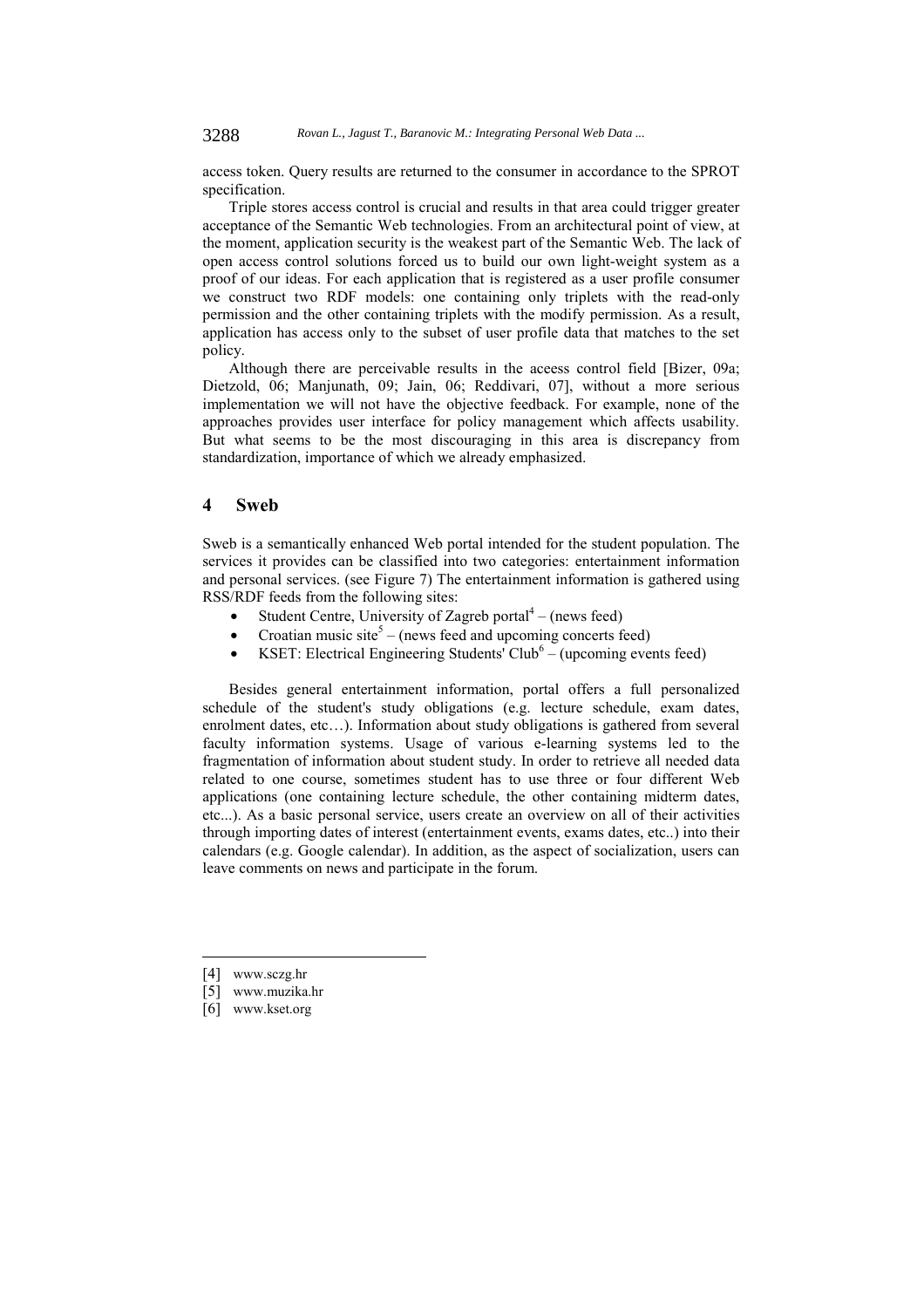access token. Query results are returned to the consumer in accordance to the SPROT specification.

Triple stores access control is crucial and results in that area could trigger greater acceptance of the Semantic Web technologies. From an architectural point of view, at the moment, application security is the weakest part of the Semantic Web. The lack of open access control solutions forced us to build our own light-weight system as a proof of our ideas. For each application that is registered as a user profile consumer we construct two RDF models: one containing only triplets with the read-only permission and the other containing triplets with the modify permission. As a result, application has access only to the subset of user profile data that matches to the set policy.

Although there are perceivable results in the aceess control field [Bizer, 09a; Dietzold, 06; Manjunath, 09; Jain, 06; Reddivari, 07], without a more serious implementation we will not have the objective feedback. For example, none of the approaches provides user interface for policy management which affects usability. But what seems to be the most discouraging in this area is discrepancy from standardization, importance of which we already emphasized.

## 4 Sweb

Sweb is a semantically enhanced Web portal intended for the student population. The services it provides can be classified into two categories: entertainment information and personal services. (see Figure 7) The entertainment information is gathered using RSS/RDF feeds from the following sites:

- Student Centre, University of Zagreb portal[4] – (news feed)
- Croatian music site[5] – (news feed and upcoming concerts feed)
- KSET: Electrical Engineering Students' Club[6] – (upcoming events feed)

Besides general entertainment information, portal offers a full personalized schedule of the student's study obligations (e.g. lecture schedule, exam dates, enrolment dates, etc…). Information about study obligations is gathered from several faculty information systems. Usage of various e-learning systems led to the fragmentation of information about student study. In order to retrieve all needed data related to one course, sometimes student has to use three or four different Web applications (one containing lecture schedule, the other containing midterm dates, etc...). As a basic personal service, users create an overview on all of their activities through importing dates of interest (entertainment events, exams dates, etc..) into their calendars (e.g. Google calendar). In addition, as the aspect of socialization, users can leave comments on news and participate in the forum.

---

[4] www.sczg.hr

[5] www.muzika.hr

[6] www.kset.org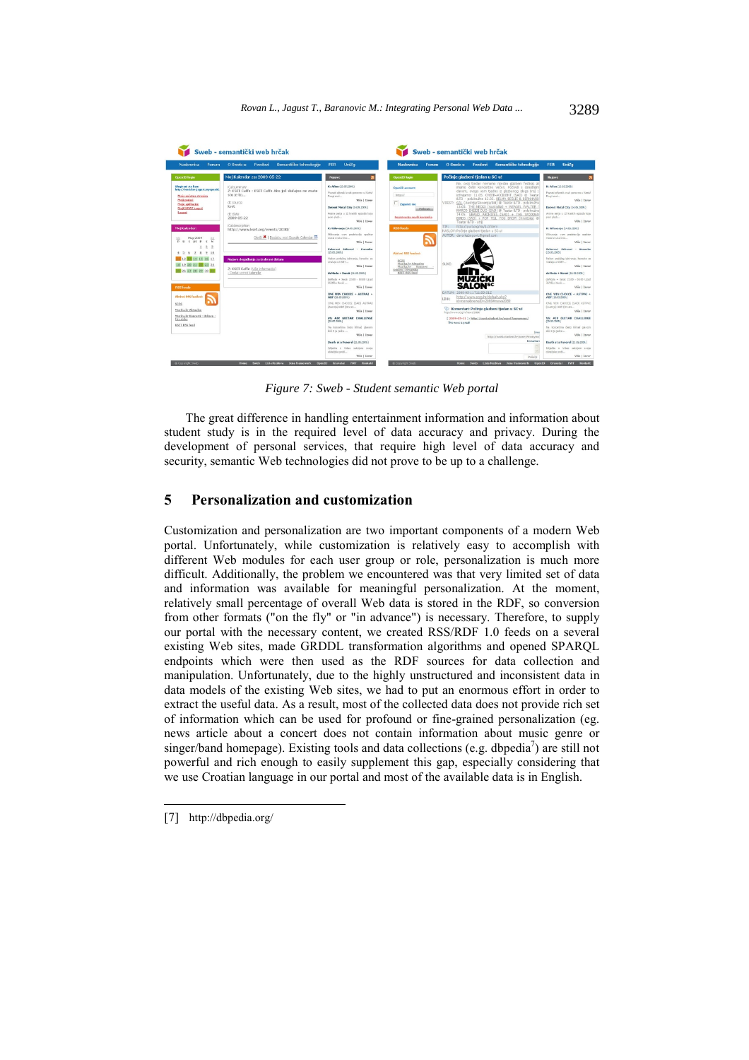*Figure 7: Sweb - Student semantic Web portal*

The great difference in handling entertainment information and information about student study is in the required level of data accuracy and privacy. During the development of personal services, that require high level of data accuracy and security, semantic Web technologies did not prove to be up to a challenge.

## 5 Personalization and customization

Customization and personalization are two important components of a modern Web portal. Unfortunately, while customization is relatively easy to accomplish with different Web modules for each user group or role, personalization is much more difficult. Additionally, the problem we encountered was that very limited set of data and information was available for meaningful personalization. At the moment, relatively small percentage of overall Web data is stored in the RDF, so conversion from other formats ("on the fly" or "in advance") is necessary. Therefore, to supply our portal with the necessary content, we created RSS/RDF 1.0 feeds on a several existing Web sites, made GRDDL transformation algorithms and opened SPARQL endpoints which were then used as the RDF sources for data collection and manipulation. Unfortunately, due to the highly unstructured and inconsistent data in data models of the existing Web sites, we had to put an enormous effort in order to extract the useful data. As a result, most of the collected data does not provide rich set of information which can be used for profound or fine-grained personalization (eg. news article about a concert does not contain information about music genre or singer/band homepage). Existing tools and data collections (e.g. dbpedia[7]) are still not powerful and rich enough to easily supplement this gap, especially considering that we use Croatian language in our portal and most of the available data is in English.

---

[7] http://dbpedia.org/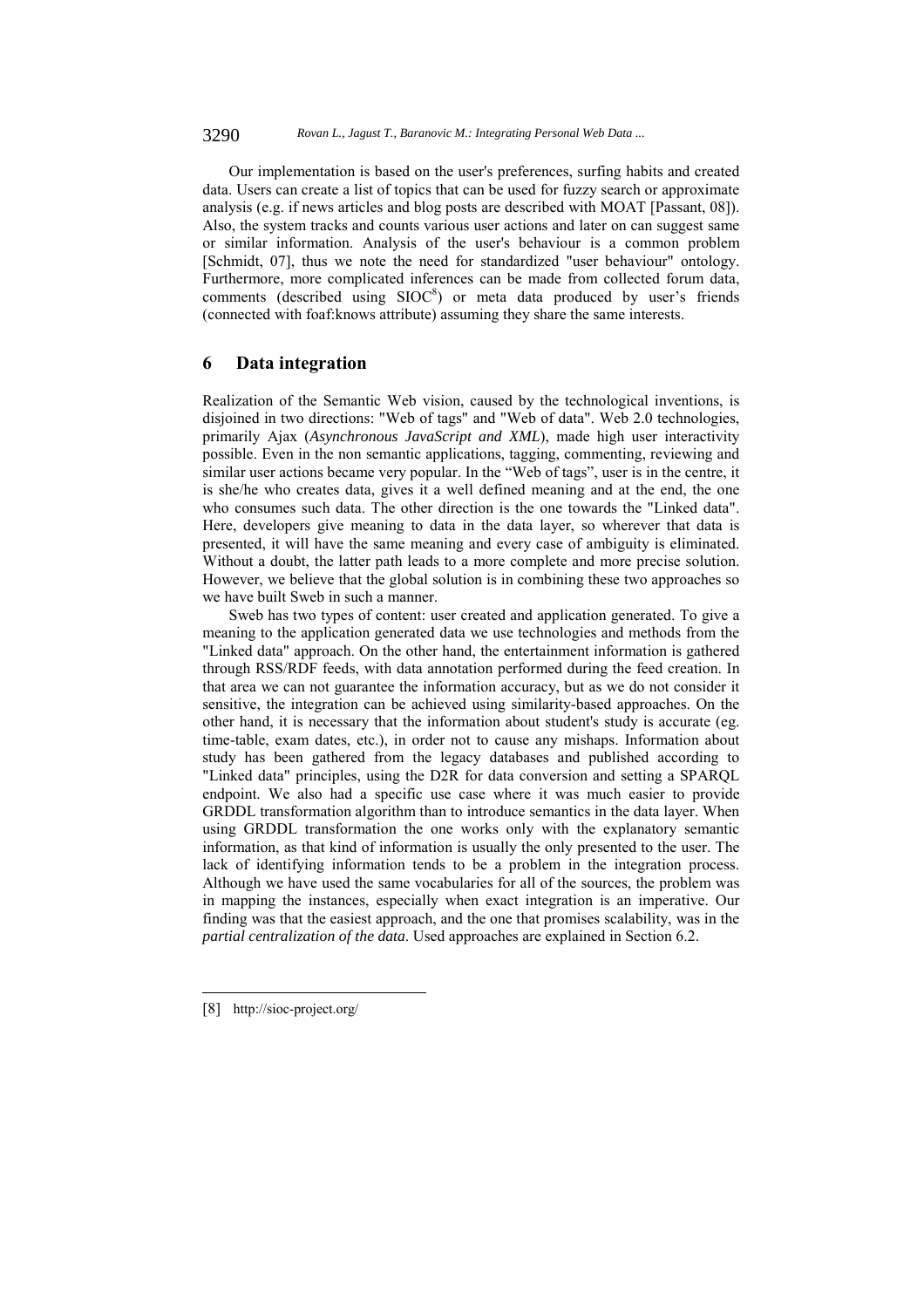Our implementation is based on the user's preferences, surfing habits and created data. Users can create a list of topics that can be used for fuzzy search or approximate analysis (e.g. if news articles and blog posts are described with MOAT [Passant, 08]). Also, the system tracks and counts various user actions and later on can suggest same or similar information. Analysis of the user's behaviour is a common problem [Schmidt, 07], thus we note the need for standardized "user behaviour" ontology. Furthermore, more complicated inferences can be made from collected forum data, comments (described using SIOC[8]) or meta data produced by user's friends (connected with foaf:knows attribute) assuming they share the same interests.

## 6 Data integration

Realization of the Semantic Web vision, caused by the technological inventions, is disjoined in two directions: "Web of tags" and "Web of data". Web 2.0 technologies, primarily Ajax (*Asynchronous JavaScript and XML*), made high user interactivity possible. Even in the non semantic applications, tagging, commenting, reviewing and similar user actions became very popular. In the "Web of tags", user is in the centre, it is she/he who creates data, gives it a well defined meaning and at the end, the one who consumes such data. The other direction is the one towards the "Linked data". Here, developers give meaning to data in the data layer, so wherever that data is presented, it will have the same meaning and every case of ambiguity is eliminated. Without a doubt, the latter path leads to a more complete and more precise solution. However, we believe that the global solution is in combining these two approaches so we have built Sweb in such a manner.

Sweb has two types of content: user created and application generated. To give a meaning to the application generated data we use technologies and methods from the "Linked data" approach. On the other hand, the entertainment information is gathered through RSS/RDF feeds, with data annotation performed during the feed creation. In that area we can not guarantee the information accuracy, but as we do not consider it sensitive, the integration can be achieved using similarity-based approaches. On the other hand, it is necessary that the information about student's study is accurate (eg. time-table, exam dates, etc.), in order not to cause any mishaps. Information about study has been gathered from the legacy databases and published according to "Linked data" principles, using the D2R for data conversion and setting a SPARQL endpoint. We also had a specific use case where it was much easier to provide GRDDL transformation algorithm than to introduce semantics in the data layer. When using GRDDL transformation the one works only with the explanatory semantic information, as that kind of information is usually the only presented to the user. The lack of identifying information tends to be a problem in the integration process. Although we have used the same vocabularies for all of the sources, the problem was in mapping the instances, especially when exact integration is an imperative. Our finding was that the easiest approach, and the one that promises scalability, was in the *partial centralization of the data*. Used approaches are explained in Section 6.2.

---

[8] http://sioc-project.org/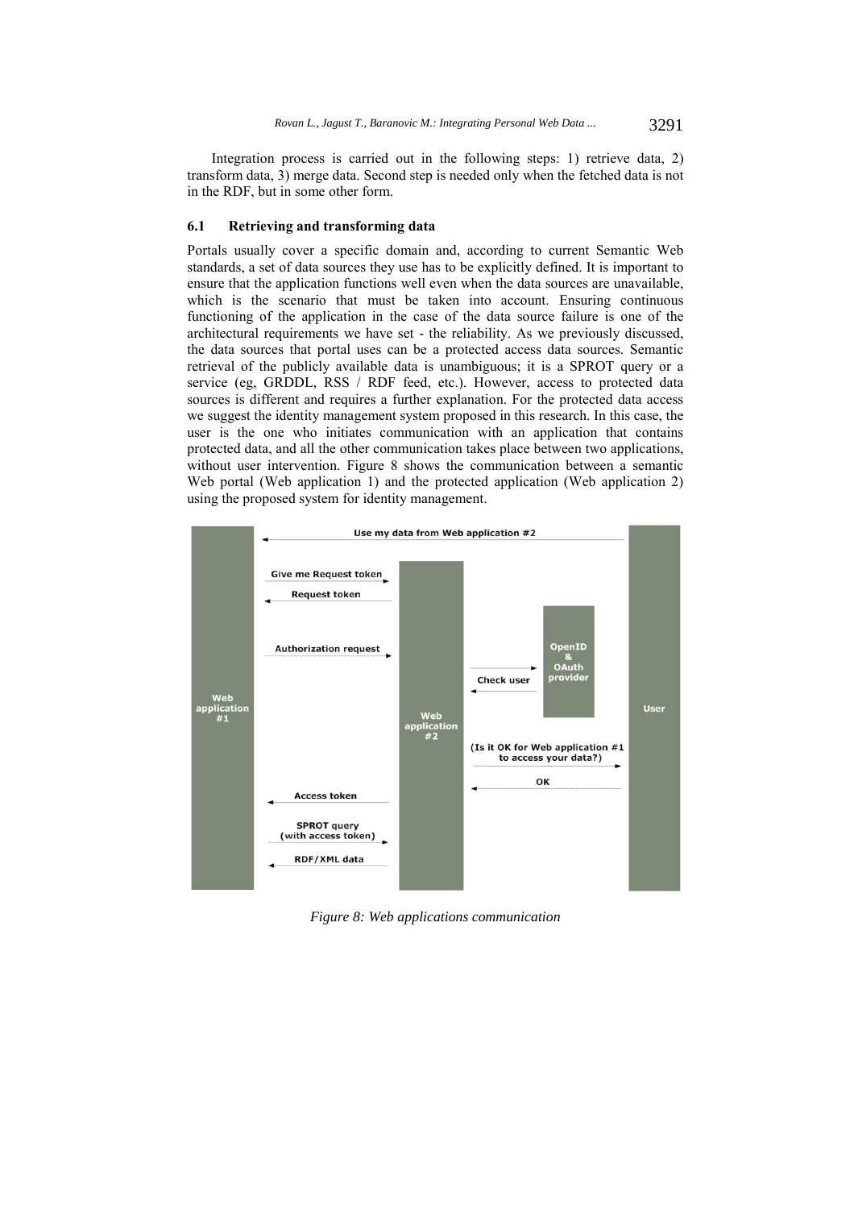Integration process is carried out in the following steps: 1) retrieve data, 2) transform data, 3) merge data. Second step is needed only when the fetched data is not in the RDF, but in some other form.

### 6.1 Retrieving and transforming data

Portals usually cover a specific domain and, according to current Semantic Web standards, a set of data sources they use has to be explicitly defined. It is important to ensure that the application functions well even when the data sources are unavailable, which is the scenario that must be taken into account. Ensuring continuous functioning of the application in the case of the data source failure is one of the architectural requirements we have set - the reliability. As we previously discussed, the data sources that portal uses can be a protected access data sources. Semantic retrieval of the publicly available data is unambiguous; it is a SPROT query or a service (eg, GRDDL, RSS / RDF feed, etc.). However, access to protected data sources is different and requires a further explanation. For the protected data access we suggest the identity management system proposed in this research. In this case, the user is the one who initiates communication with an application that contains protected data, and all the other communication takes place between two applications, without user intervention. Figure 8 shows the communication between a semantic Web portal (Web application 1) and the protected application (Web application 2) using the proposed system for identity management.

*Figure 8: Web applications communication*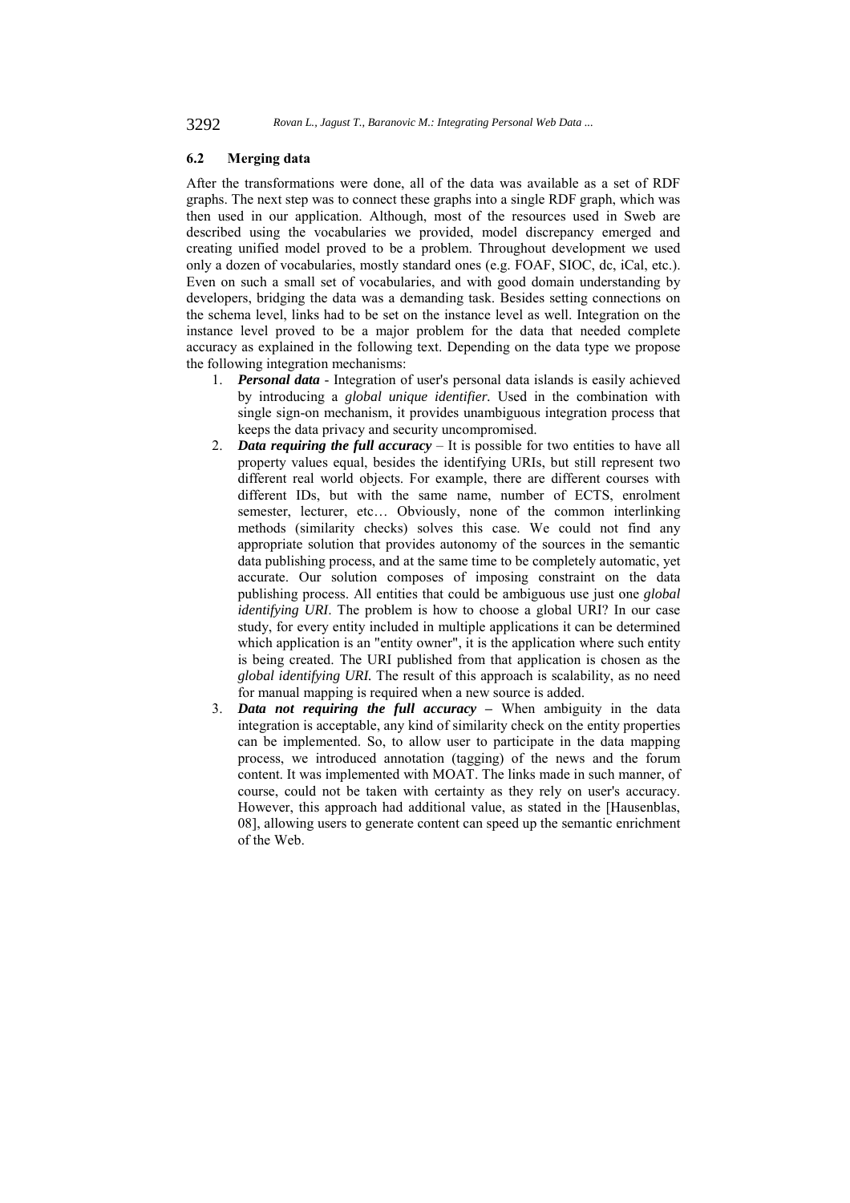### 6.2 Merging data

After the transformations were done, all of the data was available as a set of RDF graphs. The next step was to connect these graphs into a single RDF graph, which was then used in our application. Although, most of the resources used in Sweb are described using the vocabularies we provided, model discrepancy emerged and creating unified model proved to be a problem. Throughout development we used only a dozen of vocabularies, mostly standard ones (e.g. FOAF, SIOC, dc, iCal, etc.). Even on such a small set of vocabularies, and with good domain understanding by developers, bridging the data was a demanding task. Besides setting connections on the schema level, links had to be set on the instance level as well. Integration on the instance level proved to be a major problem for the data that needed complete accuracy as explained in the following text. Depending on the data type we propose the following integration mechanisms:

1. ***Personal data*** - Integration of user's personal data islands is easily achieved by introducing a *global unique identifier.* Used in the combination with single sign-on mechanism, it provides unambiguous integration process that keeps the data privacy and security uncompromised.
2. ***Data requiring the full accuracy*** – It is possible for two entities to have all property values equal, besides the identifying URIs, but still represent two different real world objects. For example, there are different courses with different IDs, but with the same name, number of ECTS, enrolment semester, lecturer, etc… Obviously, none of the common interlinking methods (similarity checks) solves this case. We could not find any appropriate solution that provides autonomy of the sources in the semantic data publishing process, and at the same time to be completely automatic, yet accurate. Our solution composes of imposing constraint on the data publishing process. All entities that could be ambiguous use just one *global identifying URI*. The problem is how to choose a global URI? In our case study, for every entity included in multiple applications it can be determined which application is an "entity owner", it is the application where such entity is being created. The URI published from that application is chosen as the *global identifying URI.* The result of this approach is scalability, as no need for manual mapping is required when a new source is added.
3. ***Data not requiring the full accuracy*** – When ambiguity in the data integration is acceptable, any kind of similarity check on the entity properties can be implemented. So, to allow user to participate in the data mapping process, we introduced annotation (tagging) of the news and the forum content. It was implemented with MOAT. The links made in such manner, of course, could not be taken with certainty as they rely on user's accuracy. However, this approach had additional value, as stated in the [Hausenblas, 08], allowing users to generate content can speed up the semantic enrichment of the Web.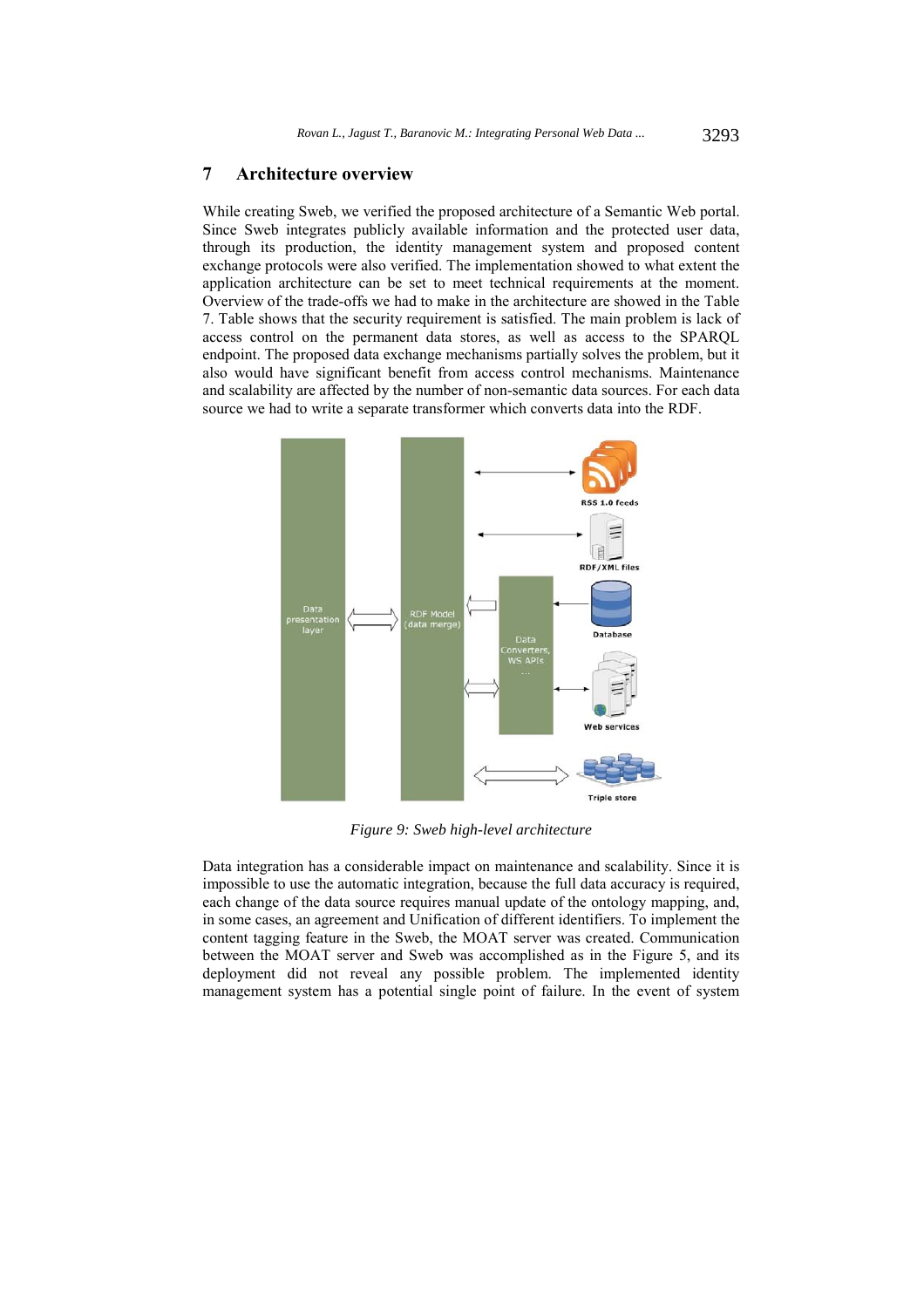## 7 Architecture overview

While creating Sweb, we verified the proposed architecture of a Semantic Web portal. Since Sweb integrates publicly available information and the protected user data, through its production, the identity management system and proposed content exchange protocols were also verified. The implementation showed to what extent the application architecture can be set to meet technical requirements at the moment. Overview of the trade-offs we had to make in the architecture are showed in the Table 7. Table shows that the security requirement is satisfied. The main problem is lack of access control on the permanent data stores, as well as access to the SPARQL endpoint. The proposed data exchange mechanisms partially solves the problem, but it also would have significant benefit from access control mechanisms. Maintenance and scalability are affected by the number of non-semantic data sources. For each data source we had to write a separate transformer which converts data into the RDF.

*Figure 9: Sweb high-level architecture*

Data integration has a considerable impact on maintenance and scalability. Since it is impossible to use the automatic integration, because the full data accuracy is required, each change of the data source requires manual update of the ontology mapping, and, in some cases, an agreement and Unification of different identifiers. To implement the content tagging feature in the Sweb, the MOAT server was created. Communication between the MOAT server and Sweb was accomplished as in the Figure 5, and its deployment did not reveal any possible problem. The implemented identity management system has a potential single point of failure. In the event of system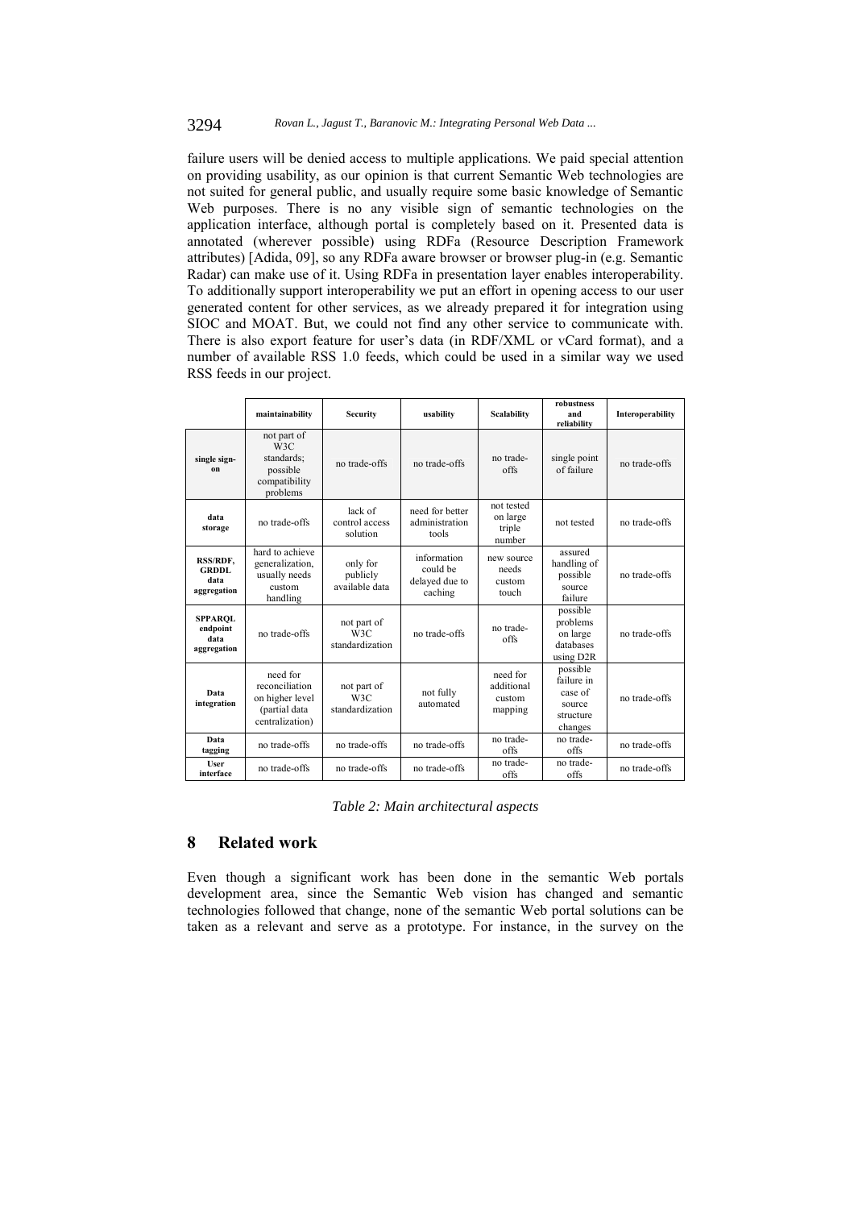failure users will be denied access to multiple applications. We paid special attention on providing usability, as our opinion is that current Semantic Web technologies are not suited for general public, and usually require some basic knowledge of Semantic Web purposes. There is no any visible sign of semantic technologies on the application interface, although portal is completely based on it. Presented data is annotated (wherever possible) using RDFa (Resource Description Framework attributes) [Adida, 09], so any RDFa aware browser or browser plug-in (e.g. Semantic Radar) can make use of it. Using RDFa in presentation layer enables interoperability. To additionally support interoperability we put an effort in opening access to our user generated content for other services, as we already prepared it for integration using SIOC and MOAT. But, we could not find any other service to communicate with. There is also export feature for user's data (in RDF/XML or vCard format), and a number of available RSS 1.0 feeds, which could be used in a similar way we used RSS feeds in our project.

| | maintainability | Security | usability | Scalability | robustness and reliability | Interoperability |
|---|---|---|---|---|---|---|
| **single sign-on** | not part of W3C standards; possible compatibility problems | no trade-offs | no trade-offs | no trade-offs | single point of failure | no trade-offs |
| **data storage** | no trade-offs | lack of control access solution | need for better administration tools | not tested on large triple number | not tested | no trade-offs |
| **RSS/RDF, GRDDL data aggregation** | hard to achieve generalization, usually needs custom handling | only for publicly available data | information could be delayed due to caching | new source needs custom touch | assured handling of possible source failure | no trade-offs |
| **SPPARQL endpoint data aggregation** | no trade-offs | not part of W3C standardization | no trade-offs | no trade-offs | possible problems on large databases using D2R | no trade-offs |
| **Data integration** | need for reconciliation on higher level (partial data centralization) | not part of W3C standardization | not fully automated | need for additional custom mapping | possible failure in case of source structure changes | no trade-offs |
| **Data tagging** | no trade-offs | no trade-offs | no trade-offs | no trade-offs | no trade-offs | no trade-offs |
| **User interface** | no trade-offs | no trade-offs | no trade-offs | no trade-offs | no trade-offs | no trade-offs |

*Table 2: Main architectural aspects*

## 8 Related work

Even though a significant work has been done in the semantic Web portals development area, since the Semantic Web vision has changed and semantic technologies followed that change, none of the semantic Web portal solutions can be taken as a relevant and serve as a prototype. For instance, in the survey on the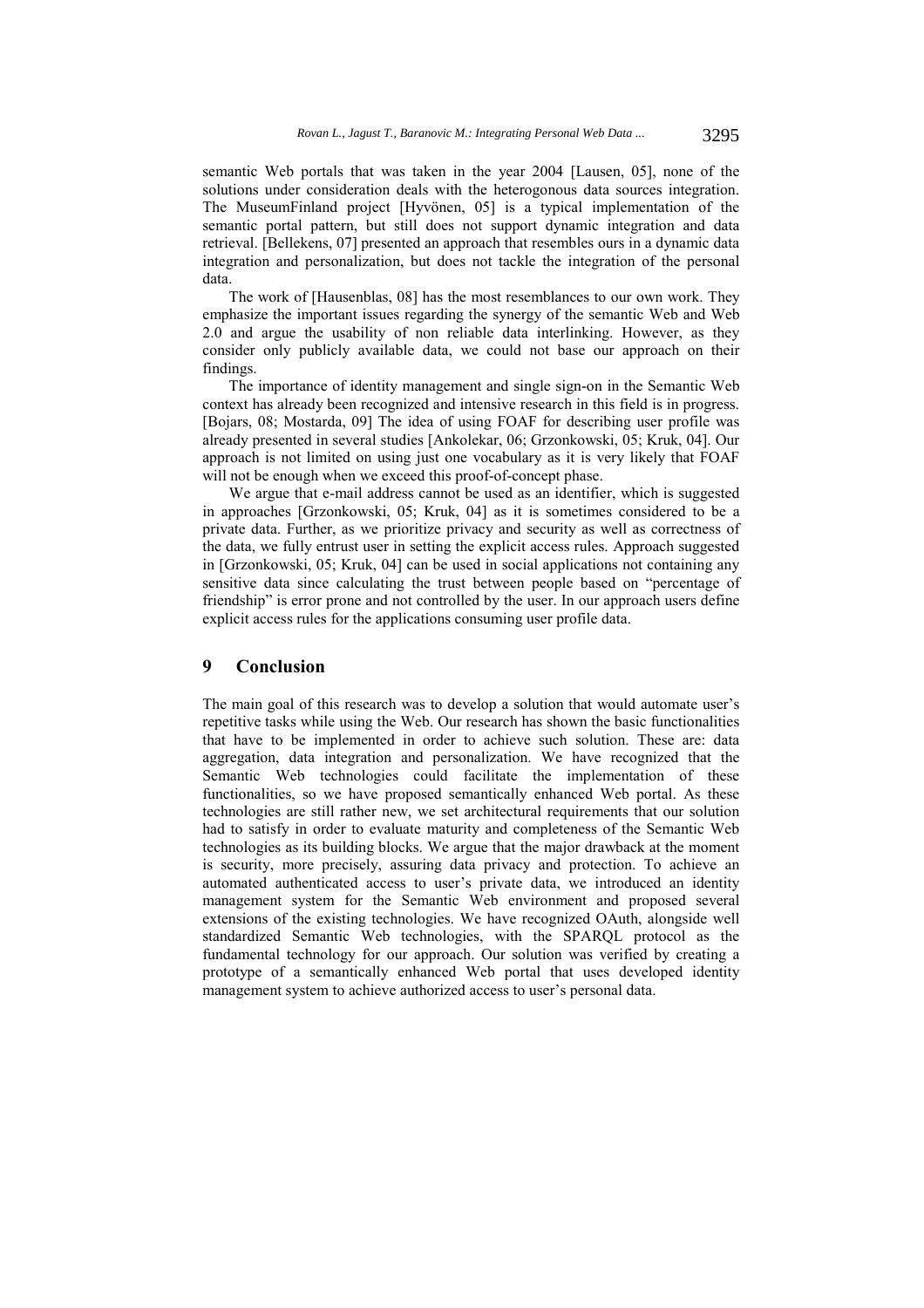semantic Web portals that was taken in the year 2004 [Lausen, 05], none of the solutions under consideration deals with the heterogonous data sources integration. The MuseumFinland project [Hyvönen, 05] is a typical implementation of the semantic portal pattern, but still does not support dynamic integration and data retrieval. [Bellekens, 07] presented an approach that resembles ours in a dynamic data integration and personalization, but does not tackle the integration of the personal data.

The work of [Hausenblas, 08] has the most resemblances to our own work. They emphasize the important issues regarding the synergy of the semantic Web and Web 2.0 and argue the usability of non reliable data interlinking. However, as they consider only publicly available data, we could not base our approach on their findings.

The importance of identity management and single sign-on in the Semantic Web context has already been recognized and intensive research in this field is in progress. [Bojars, 08; Mostarda, 09] The idea of using FOAF for describing user profile was already presented in several studies [Ankolekar, 06; Grzonkowski, 05; Kruk, 04]. Our approach is not limited on using just one vocabulary as it is very likely that FOAF will not be enough when we exceed this proof-of-concept phase.

We argue that e-mail address cannot be used as an identifier, which is suggested in approaches [Grzonkowski, 05; Kruk, 04] as it is sometimes considered to be a private data. Further, as we prioritize privacy and security as well as correctness of the data, we fully entrust user in setting the explicit access rules. Approach suggested in [Grzonkowski, 05; Kruk, 04] can be used in social applications not containing any sensitive data since calculating the trust between people based on "percentage of friendship" is error prone and not controlled by the user. In our approach users define explicit access rules for the applications consuming user profile data.

## 9 Conclusion

The main goal of this research was to develop a solution that would automate user's repetitive tasks while using the Web. Our research has shown the basic functionalities that have to be implemented in order to achieve such solution. These are: data aggregation, data integration and personalization. We have recognized that the Semantic Web technologies could facilitate the implementation of these functionalities, so we have proposed semantically enhanced Web portal. As these technologies are still rather new, we set architectural requirements that our solution had to satisfy in order to evaluate maturity and completeness of the Semantic Web technologies as its building blocks. We argue that the major drawback at the moment is security, more precisely, assuring data privacy and protection. To achieve an automated authenticated access to user's private data, we introduced an identity management system for the Semantic Web environment and proposed several extensions of the existing technologies. We have recognized OAuth, alongside well standardized Semantic Web technologies, with the SPARQL protocol as the fundamental technology for our approach. Our solution was verified by creating a prototype of a semantically enhanced Web portal that uses developed identity management system to achieve authorized access to user's personal data.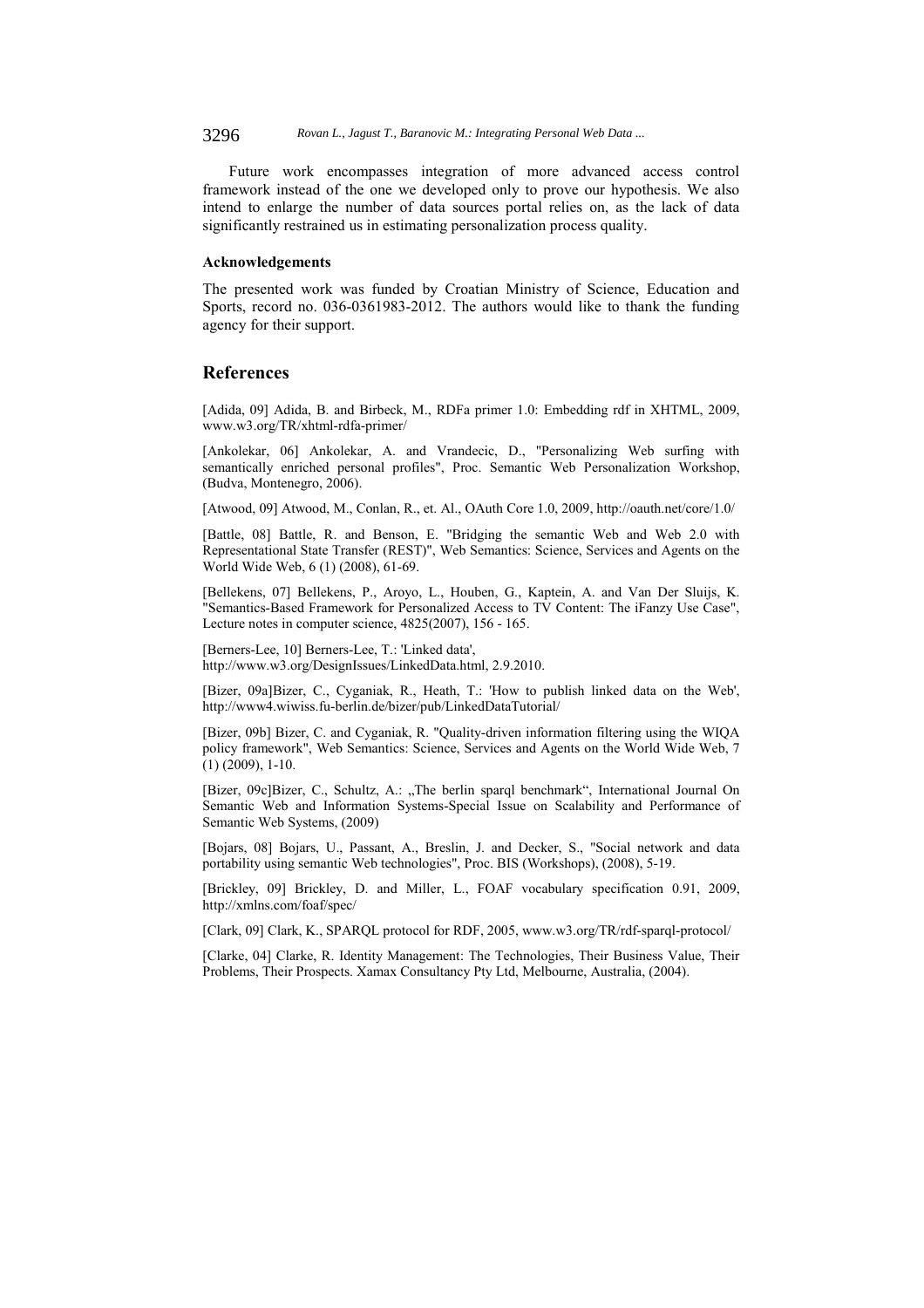Future work encompasses integration of more advanced access control framework instead of the one we developed only to prove our hypothesis. We also intend to enlarge the number of data sources portal relies on, as the lack of data significantly restrained us in estimating personalization process quality.

### Acknowledgements

The presented work was funded by Croatian Ministry of Science, Education and Sports, record no. 036-0361983-2012. The authors would like to thank the funding agency for their support.

## References

[Adida, 09] Adida, B. and Birbeck, M., RDFa primer 1.0: Embedding rdf in XHTML, 2009, www.w3.org/TR/xhtml-rdfa-primer/

[Ankolekar, 06] Ankolekar, A. and Vrandecic, D., "Personalizing Web surfing with semantically enriched personal profiles", Proc. Semantic Web Personalization Workshop, (Budva, Montenegro, 2006).

[Atwood, 09] Atwood, M., Conlan, R., et. Al., OAuth Core 1.0, 2009, http://oauth.net/core/1.0/

[Battle, 08] Battle, R. and Benson, E. "Bridging the semantic Web and Web 2.0 with Representational State Transfer (REST)", Web Semantics: Science, Services and Agents on the World Wide Web, 6 (1) (2008), 61-69.

[Bellekens, 07] Bellekens, P., Aroyo, L., Houben, G., Kaptein, A. and Van Der Sluijs, K. "Semantics-Based Framework for Personalized Access to TV Content: The iFanzy Use Case", Lecture notes in computer science, 4825(2007), 156 - 165.

[Berners-Lee, 10] Berners-Lee, T.: 'Linked data', http://www.w3.org/DesignIssues/LinkedData.html, 2.9.2010.

[Bizer, 09a]Bizer, C., Cyganiak, R., Heath, T.: 'How to publish linked data on the Web', http://www4.wiwiss.fu-berlin.de/bizer/pub/LinkedDataTutorial/

[Bizer, 09b] Bizer, C. and Cyganiak, R. "Quality-driven information filtering using the WIQA policy framework", Web Semantics: Science, Services and Agents on the World Wide Web, 7 (1) (2009), 1-10.

[Bizer, 09c]Bizer, C., Schultz, A.: „The berlin sparql benchmark", International Journal On Semantic Web and Information Systems-Special Issue on Scalability and Performance of Semantic Web Systems, (2009)

[Bojars, 08] Bojars, U., Passant, A., Breslin, J. and Decker, S., "Social network and data portability using semantic Web technologies", Proc. BIS (Workshops), (2008), 5-19.

[Brickley, 09] Brickley, D. and Miller, L., FOAF vocabulary specification 0.91, 2009, http://xmlns.com/foaf/spec/

[Clark, 09] Clark, K., SPARQL protocol for RDF, 2005, www.w3.org/TR/rdf-sparql-protocol/

[Clarke, 04] Clarke, R. Identity Management: The Technologies, Their Business Value, Their Problems, Their Prospects. Xamax Consultancy Pty Ltd, Melbourne, Australia, (2004).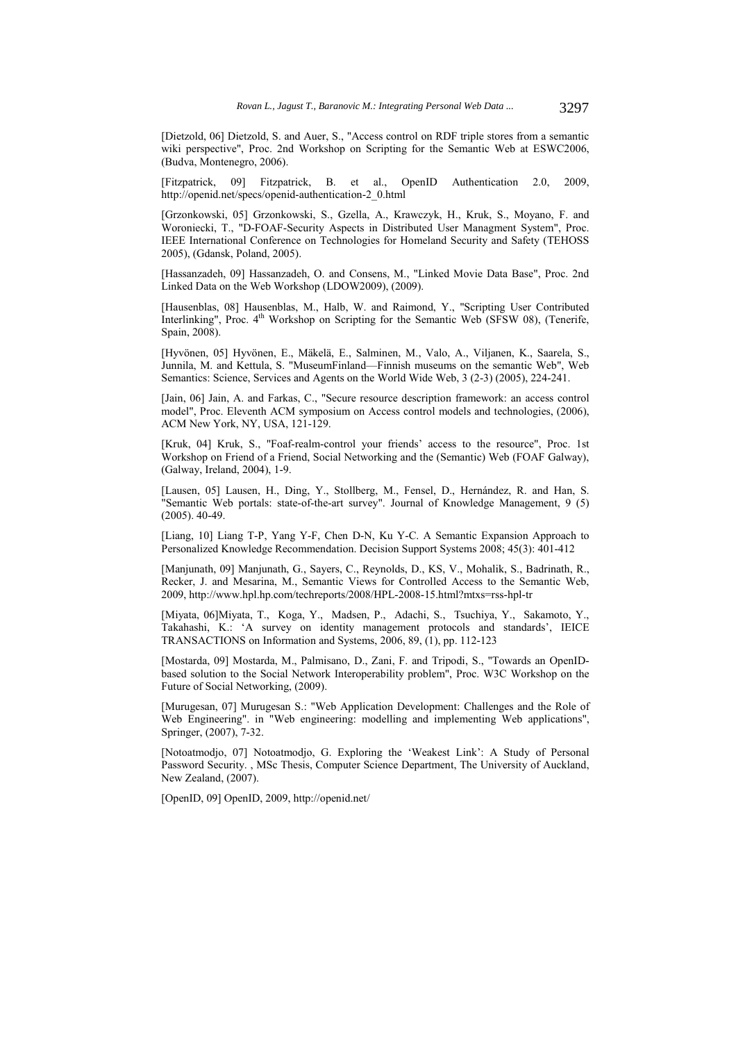[Dietzold, 06] Dietzold, S. and Auer, S., "Access control on RDF triple stores from a semantic wiki perspective", Proc. 2nd Workshop on Scripting for the Semantic Web at ESWC2006, (Budva, Montenegro, 2006).

[Fitzpatrick, 09] Fitzpatrick, B. et al., OpenID Authentication 2.0, 2009, http://openid.net/specs/openid-authentication-2_0.html

[Grzonkowski, 05] Grzonkowski, S., Gzella, A., Krawczyk, H., Kruk, S., Moyano, F. and Woroniecki, T., "D-FOAF-Security Aspects in Distributed User Managment System", Proc. IEEE International Conference on Technologies for Homeland Security and Safety (TEHOSS 2005), (Gdansk, Poland, 2005).

[Hassanzadeh, 09] Hassanzadeh, O. and Consens, M., "Linked Movie Data Base", Proc. 2nd Linked Data on the Web Workshop (LDOW2009), (2009).

[Hausenblas, 08] Hausenblas, M., Halb, W. and Raimond, Y., "Scripting User Contributed Interlinking", Proc. 4th Workshop on Scripting for the Semantic Web (SFSW 08), (Tenerife, Spain, 2008).

[Hyvönen, 05] Hyvönen, E., Mäkelä, E., Salminen, M., Valo, A., Viljanen, K., Saarela, S., Junnila, M. and Kettula, S. "MuseumFinland—Finnish museums on the semantic Web", Web Semantics: Science, Services and Agents on the World Wide Web, 3 (2-3) (2005), 224-241.

[Jain, 06] Jain, A. and Farkas, C., "Secure resource description framework: an access control model", Proc. Eleventh ACM symposium on Access control models and technologies, (2006), ACM New York, NY, USA, 121-129.

[Kruk, 04] Kruk, S., "Foaf-realm-control your friends' access to the resource", Proc. 1st Workshop on Friend of a Friend, Social Networking and the (Semantic) Web (FOAF Galway), (Galway, Ireland, 2004), 1-9.

[Lausen, 05] Lausen, H., Ding, Y., Stollberg, M., Fensel, D., Hernández, R. and Han, S. "Semantic Web portals: state-of-the-art survey". Journal of Knowledge Management, 9 (5) (2005). 40-49.

[Liang, 10] Liang T-P, Yang Y-F, Chen D-N, Ku Y-C. A Semantic Expansion Approach to Personalized Knowledge Recommendation. Decision Support Systems 2008; 45(3): 401-412

[Manjunath, 09] Manjunath, G., Sayers, C., Reynolds, D., KS, V., Mohalik, S., Badrinath, R., Recker, J. and Mesarina, M., Semantic Views for Controlled Access to the Semantic Web, 2009, http://www.hpl.hp.com/techreports/2008/HPL-2008-15.html?mtxs=rss-hpl-tr

[Miyata, 06]Miyata, T., Koga, Y., Madsen, P., Adachi, S., Tsuchiya, Y., Sakamoto, Y., Takahashi, K.: 'A survey on identity management protocols and standards', IEICE TRANSACTIONS on Information and Systems, 2006, 89, (1), pp. 112-123

[Mostarda, 09] Mostarda, M., Palmisano, D., Zani, F. and Tripodi, S., "Towards an OpenID-based solution to the Social Network Interoperability problem", Proc. W3C Workshop on the Future of Social Networking, (2009).

[Murugesan, 07] Murugesan S.: "Web Application Development: Challenges and the Role of Web Engineering". in "Web engineering: modelling and implementing Web applications", Springer, (2007), 7-32.

[Notoatmodjo, 07] Notoatmodjo, G. Exploring the 'Weakest Link': A Study of Personal Password Security. , MSc Thesis, Computer Science Department, The University of Auckland, New Zealand, (2007).

[OpenID, 09] OpenID, 2009, http://openid.net/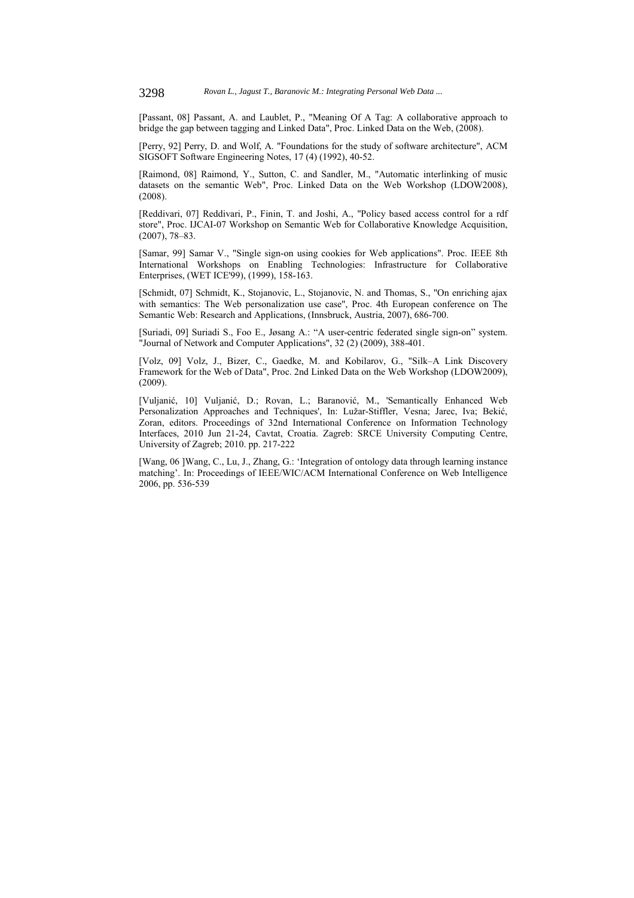[Passant, 08] Passant, A. and Laublet, P., "Meaning Of A Tag: A collaborative approach to bridge the gap between tagging and Linked Data", Proc. Linked Data on the Web, (2008).

[Perry, 92] Perry, D. and Wolf, A. "Foundations for the study of software architecture", ACM SIGSOFT Software Engineering Notes, 17 (4) (1992), 40-52.

[Raimond, 08] Raimond, Y., Sutton, C. and Sandler, M., "Automatic interlinking of music datasets on the semantic Web", Proc. Linked Data on the Web Workshop (LDOW2008), (2008).

[Reddivari, 07] Reddivari, P., Finin, T. and Joshi, A., "Policy based access control for a rdf store", Proc. IJCAI-07 Workshop on Semantic Web for Collaborative Knowledge Acquisition, (2007), 78–83.

[Samar, 99] Samar V., "Single sign-on using cookies for Web applications". Proc. IEEE 8th International Workshops on Enabling Technologies: Infrastructure for Collaborative Enterprises, (WET ICE'99), (1999), 158-163.

[Schmidt, 07] Schmidt, K., Stojanovic, L., Stojanovic, N. and Thomas, S., "On enriching ajax with semantics: The Web personalization use case", Proc. 4th European conference on The Semantic Web: Research and Applications, (Innsbruck, Austria, 2007), 686-700.

[Suriadi, 09] Suriadi S., Foo E., Jøsang A.: "A user-centric federated single sign-on" system. "Journal of Network and Computer Applications", 32 (2) (2009), 388-401.

[Volz, 09] Volz, J., Bizer, C., Gaedke, M. and Kobilarov, G., "Silk–A Link Discovery Framework for the Web of Data", Proc. 2nd Linked Data on the Web Workshop (LDOW2009), (2009).

[Vuljanić, 10] Vuljanić, D.; Rovan, L.; Baranović, M., 'Semantically Enhanced Web Personalization Approaches and Techniques', In: Lužar-Stiffler, Vesna; Jarec, Iva; Bekić, Zoran, editors. Proceedings of 32nd International Conference on Information Technology Interfaces, 2010 Jun 21-24, Cavtat, Croatia. Zagreb: SRCE University Computing Centre, University of Zagreb; 2010. pp. 217-222

[Wang, 06 ]Wang, C., Lu, J., Zhang, G.: 'Integration of ontology data through learning instance matching'. In: Proceedings of IEEE/WIC/ACM International Conference on Web Intelligence 2006, pp. 536-539